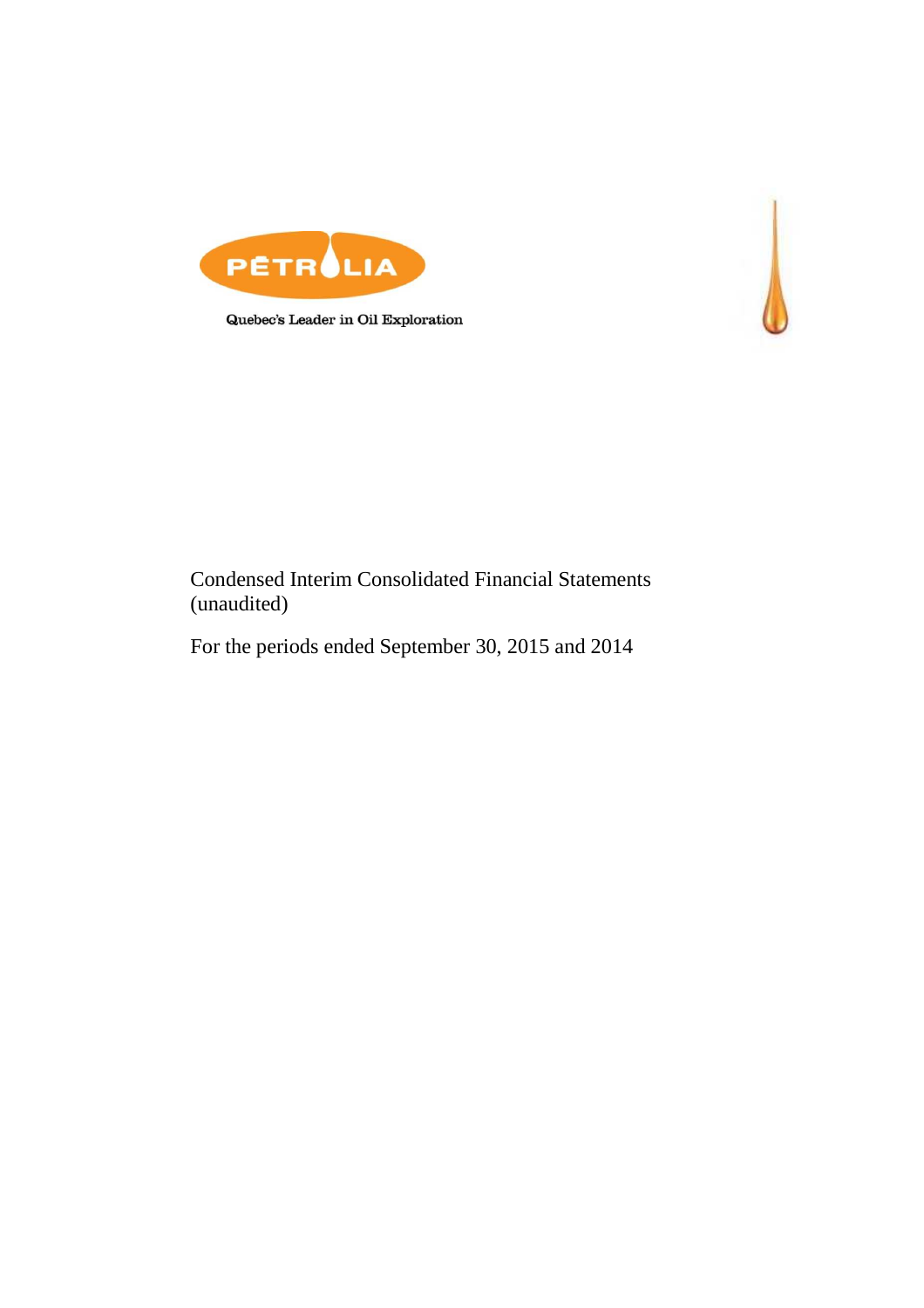PÉTROLIA

Quebec's Leader in Oil Exploration

Condensed Interim Consolidated Financial Statements (unaudited)

For the periods ended September 30, 2015 and 2014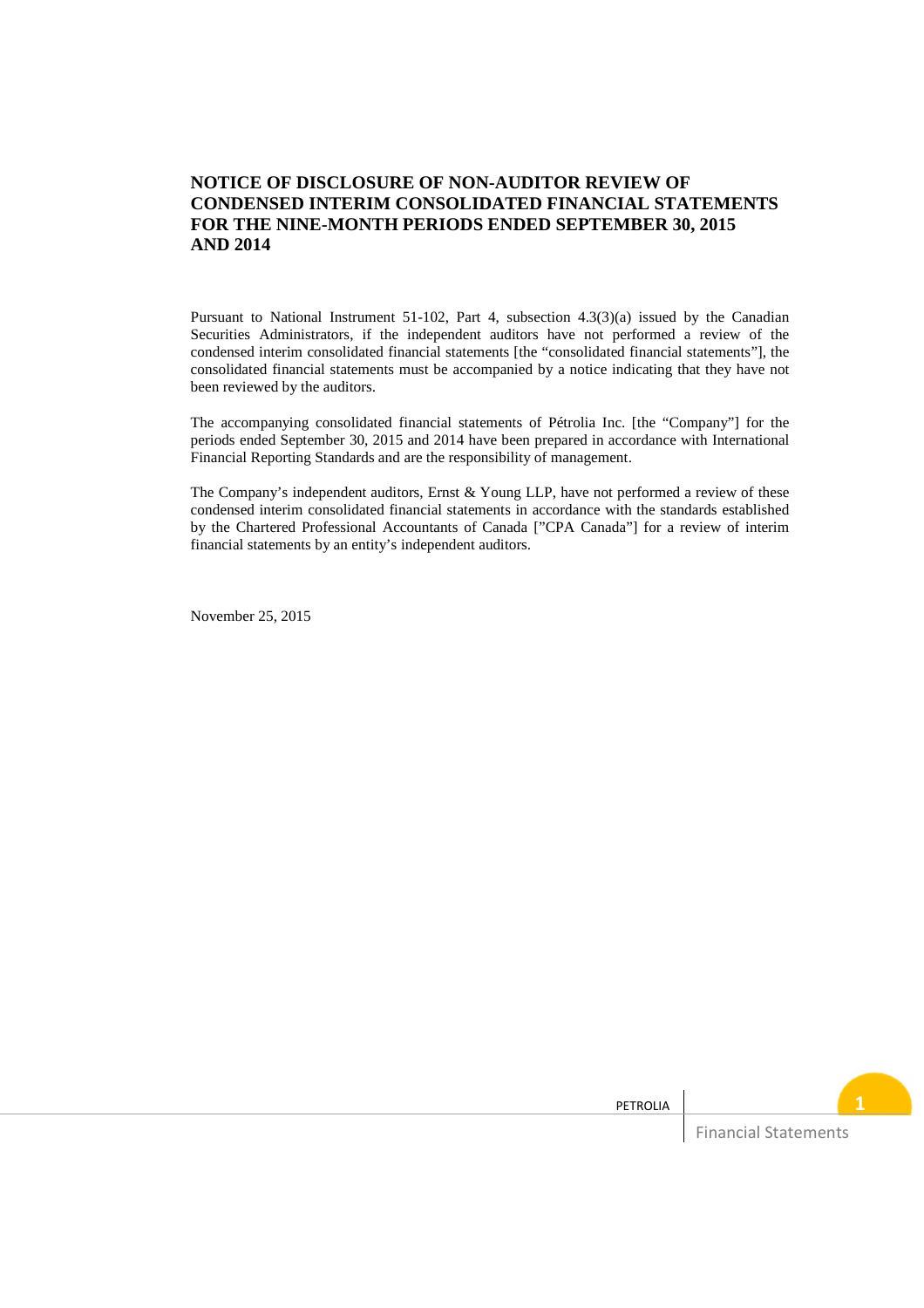# NOTICE OF DISCLOSURE OF NON-AUDITOR REVIEW OF CONDENSED INTERIM CONSOLIDATED FINANCIAL STATEMENTS FOR THE NINE-MONTH PERIODS ENDED SEPTEMBER 30, 2015 AND 2014

Pursuant to National Instrument 51-102, Part 4, subsection 4.3(3)(a) issued by the Canadian Securities Administrators, if the independent auditors have not performed a review of the condensed interim consolidated financial statements [the "consolidated financial statements"], the consolidated financial statements must be accompanied by a notice indicating that they have not been reviewed by the auditors.

The accompanying consolidated financial statements of Pétrolia Inc. [the "Company"] for the periods ended September 30, 2015 and 2014 have been prepared in accordance with International Financial Reporting Standards and are the responsibility of management.

The Company's independent auditors, Ernst & Young LLP, have not performed a review of these condensed interim consolidated financial statements in accordance with the standards established by the Chartered Professional Accountants of Canada ["CPA Canada"] for a review of interim financial statements by an entity's independent auditors.

November 25, 2015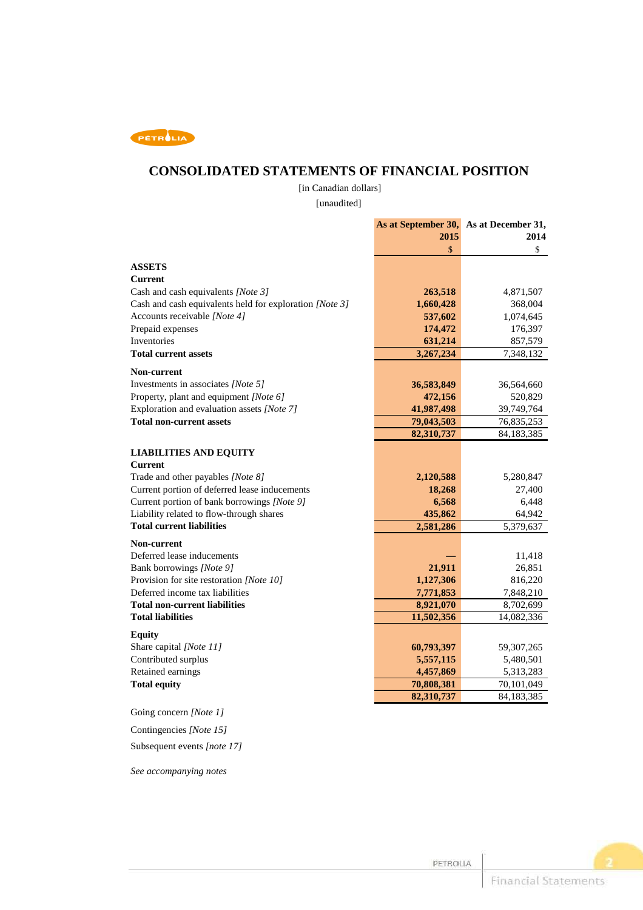# CONSOLIDATED STATEMENTS OF FINANCIAL POSITION

[in Canadian dollars]

[unaudited]

| | As at September 30, 2015 | As at December 31, 2014 |
|---|---|---|
| | $ | $ |
| **ASSETS** | | |
| **Current** | | |
| Cash and cash equivalents *[Note 3]* | **263,518** | 4,871,507 |
| Cash and cash equivalents held for exploration *[Note 3]* | **1,660,428** | 368,004 |
| Accounts receivable *[Note 4]* | **537,602** | 1,074,645 |
| Prepaid expenses | **174,472** | 176,397 |
| Inventories | **631,214** | 857,579 |
| **Total current assets** | **3,267,234** | 7,348,132 |
| **Non-current** | | |
| Investments in associates *[Note 5]* | **36,583,849** | 36,564,660 |
| Property, plant and equipment *[Note 6]* | **472,156** | 520,829 |
| Exploration and evaluation assets *[Note 7]* | **41,987,498** | 39,749,764 |
| **Total non-current assets** | **79,043,503** | 76,835,253 |
| | **82,310,737** | 84,183,385 |
| **LIABILITIES AND EQUITY** | | |
| **Current** | | |
| Trade and other payables *[Note 8]* | **2,120,588** | 5,280,847 |
| Current portion of deferred lease inducements | **18,268** | 27,400 |
| Current portion of bank borrowings *[Note 9]* | **6,568** | 6,448 |
| Liability related to flow-through shares | **435,862** | 64,942 |
| **Total current liabilities** | **2,581,286** | 5,379,637 |
| **Non-current** | | |
| Deferred lease inducements | **—** | 11,418 |
| Bank borrowings *[Note 9]* | **21,911** | 26,851 |
| Provision for site restoration *[Note 10]* | **1,127,306** | 816,220 |
| Deferred income tax liabilities | **7,771,853** | 7,848,210 |
| **Total non-current liabilities** | **8,921,070** | 8,702,699 |
| **Total liabilities** | **11,502,356** | 14,082,336 |
| **Equity** | | |
| Share capital *[Note 11]* | **60,793,397** | 59,307,265 |
| Contributed surplus | **5,557,115** | 5,480,501 |
| Retained earnings | **4,457,869** | 5,313,283 |
| **Total equity** | **70,808,381** | 70,101,049 |
| | **82,310,737** | 84,183,385 |

Going concern *[Note 1]*

Contingencies *[Note 15]*

Subsequent events *[note 17]*

*See accompanying notes*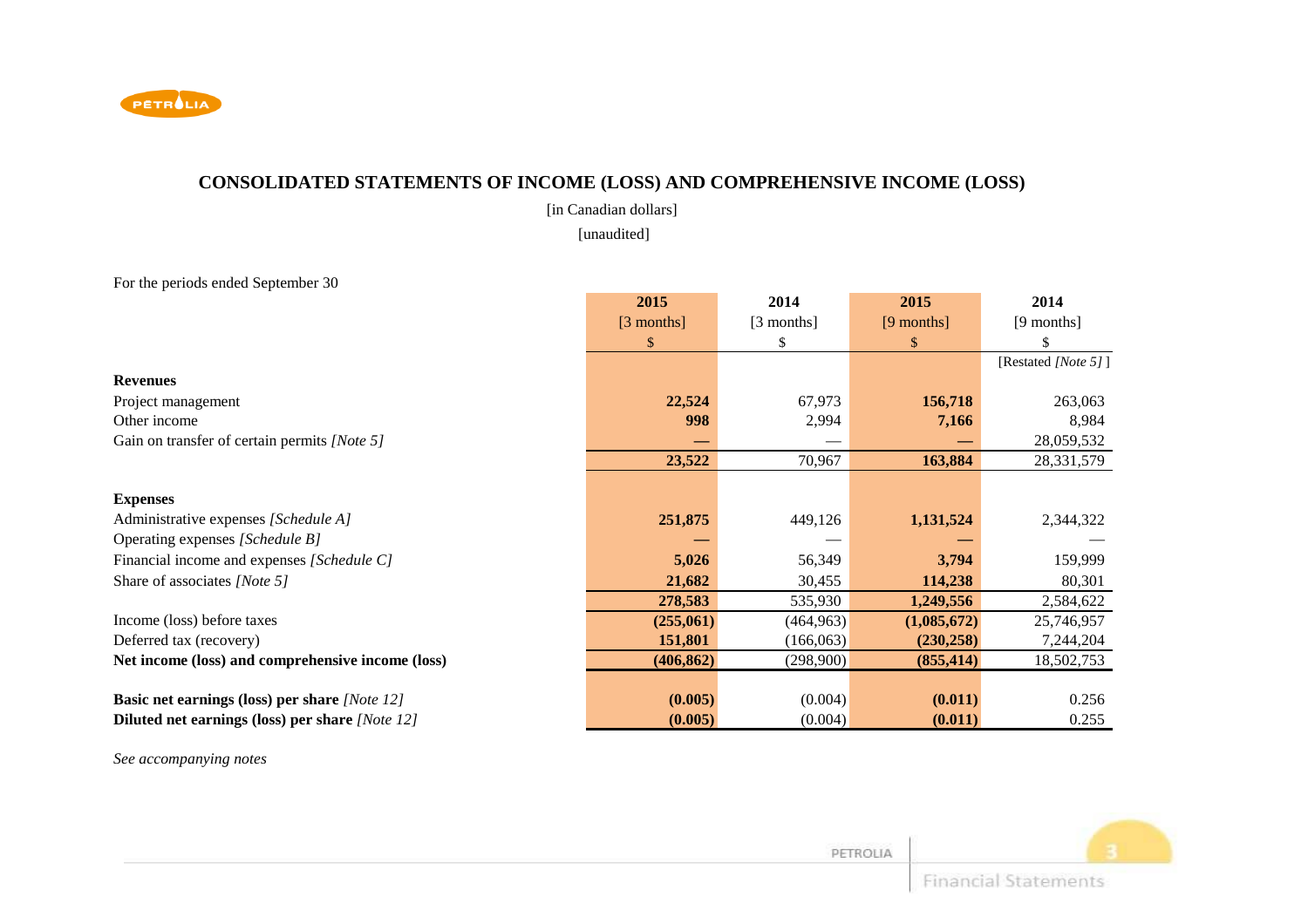# CONSOLIDATED STATEMENTS OF INCOME (LOSS) AND COMPREHENSIVE INCOME (LOSS)

[in Canadian dollars]

[unaudited]

For the periods ended September 30

| | 2015 | 2014 | 2015 | 2014 |
|---|---|---|---|---|
| | [3 months] | [3 months] | [9 months] | [9 months] |
| | $ | $ | $ | $ |
| | | | | [Restated *[Note 5]* ] |
| **Revenues** | | | | |
| Project management | **22,524** | 67,973 | **156,718** | 263,063 |
| Other income | **998** | 2,994 | **7,166** | 8,984 |
| Gain on transfer of certain permits *[Note 5]* | **—** | — | **—** | 28,059,532 |
| | **23,522** | 70,967 | **163,884** | 28,331,579 |
| **Expenses** | | | | |
| Administrative expenses *[Schedule A]* | **251,875** | 449,126 | **1,131,524** | 2,344,322 |
| Operating expenses *[Schedule B]* | **—** | — | **—** | — |
| Financial income and expenses *[Schedule C]* | **5,026** | 56,349 | **3,794** | 159,999 |
| Share of associates *[Note 5]* | **21,682** | 30,455 | **114,238** | 80,301 |
| | **278,583** | 535,930 | **1,249,556** | 2,584,622 |
| Income (loss) before taxes | **(255,061)** | (464,963) | **(1,085,672)** | 25,746,957 |
| Deferred tax (recovery) | **151,801** | (166,063) | **(230,258)** | 7,244,204 |
| **Net income (loss) and comprehensive income (loss)** | **(406,862)** | (298,900) | **(855,414)** | 18,502,753 |
| **Basic net earnings (loss) per share** *[Note 12]* | **(0.005)** | (0.004) | **(0.011)** | 0.256 |
| **Diluted net earnings (loss) per share** *[Note 12]* | **(0.005)** | (0.004) | **(0.011)** | 0.255 |

*See accompanying notes*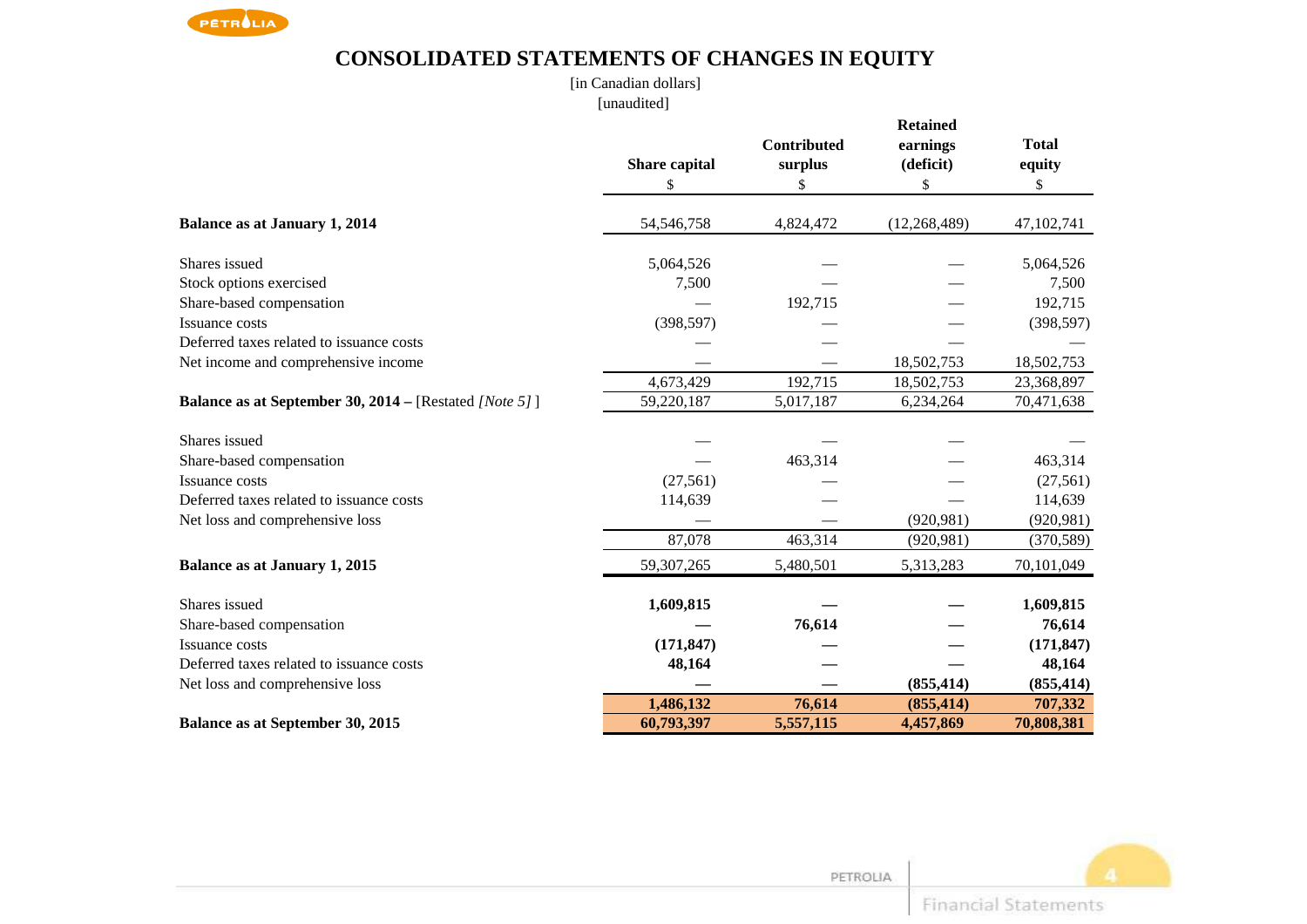# CONSOLIDATED STATEMENTS OF CHANGES IN EQUITY

[in Canadian dollars]
[unaudited]

| | Share capital<br>$ | Contributed surplus<br>$ | Retained earnings (deficit)<br>$ | Total equity<br>$ |
|---|---|---|---|---|
| **Balance as at January 1, 2014** | 54,546,758 | 4,824,472 | (12,268,489) | 47,102,741 |
| Shares issued | 5,064,526 | — | — | 5,064,526 |
| Stock options exercised | 7,500 | — | — | 7,500 |
| Share-based compensation | — | 192,715 | — | 192,715 |
| Issuance costs | (398,597) | — | — | (398,597) |
| Deferred taxes related to issuance costs | — | — | — | — |
| Net income and comprehensive income | — | — | 18,502,753 | 18,502,753 |
| | 4,673,429 | 192,715 | 18,502,753 | 23,368,897 |
| **Balance as at September 30, 2014 –** [Restated *[Note 5]* ] | 59,220,187 | 5,017,187 | 6,234,264 | 70,471,638 |
| Shares issued | — | — | — | — |
| Share-based compensation | — | 463,314 | — | 463,314 |
| Issuance costs | (27,561) | — | — | (27,561) |
| Deferred taxes related to issuance costs | 114,639 | — | — | 114,639 |
| Net loss and comprehensive loss | — | — | (920,981) | (920,981) |
| | 87,078 | 463,314 | (920,981) | (370,589) |
| **Balance as at January 1, 2015** | 59,307,265 | 5,480,501 | 5,313,283 | 70,101,049 |
| Shares issued | **1,609,815** | **—** | **—** | **1,609,815** |
| Share-based compensation | **—** | **76,614** | **—** | **76,614** |
| Issuance costs | **(171,847)** | **—** | **—** | **(171,847)** |
| Deferred taxes related to issuance costs | **48,164** | **—** | **—** | **48,164** |
| Net loss and comprehensive loss | **—** | **—** | **(855,414)** | **(855,414)** |
| | **1,486,132** | **76,614** | **(855,414)** | **707,332** |
| **Balance as at September 30, 2015** | **60,793,397** | **5,557,115** | **4,457,869** | **70,808,381** |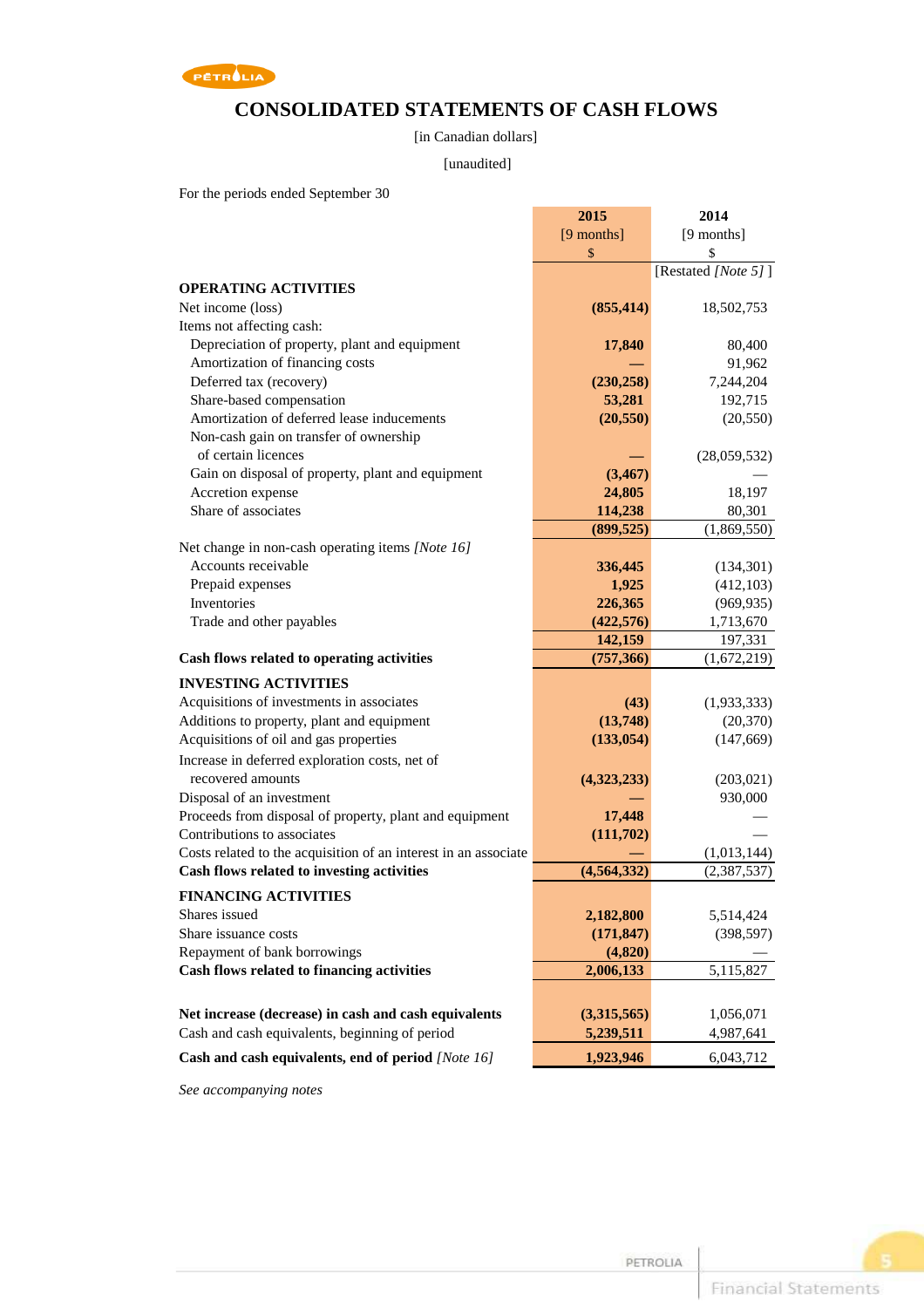# CONSOLIDATED STATEMENTS OF CASH FLOWS

[in Canadian dollars]

[unaudited]

For the periods ended September 30

| | 2015 [9 months] $ | 2014 [9 months] $ [Restated *[Note 5]* ] |
|---|---|---|
| **OPERATING ACTIVITIES** | | |
| Net income (loss) | **(855,414)** | 18,502,753 |
| Items not affecting cash: | | |
| Depreciation of property, plant and equipment | **17,840** | 80,400 |
| Amortization of financing costs | **—** | 91,962 |
| Deferred tax (recovery) | **(230,258)** | 7,244,204 |
| Share-based compensation | **53,281** | 192,715 |
| Amortization of deferred lease inducements | **(20,550)** | (20,550) |
| Non-cash gain on transfer of ownership of certain licences | **—** | (28,059,532) |
| Gain on disposal of property, plant and equipment | **(3,467)** | — |
| Accretion expense | **24,805** | 18,197 |
| Share of associates | **114,238** | 80,301 |
| | **(899,525)** | (1,869,550) |
| Net change in non-cash operating items *[Note 16]* | | |
| Accounts receivable | **336,445** | (134,301) |
| Prepaid expenses | **1,925** | (412,103) |
| Inventories | **226,365** | (969,935) |
| Trade and other payables | **(422,576)** | 1,713,670 |
| | **142,159** | 197,331 |
| **Cash flows related to operating activities** | **(757,366)** | (1,672,219) |
| **INVESTING ACTIVITIES** | | |
| Acquisitions of investments in associates | **(43)** | (1,933,333) |
| Additions to property, plant and equipment | **(13,748)** | (20,370) |
| Acquisitions of oil and gas properties | **(133,054)** | (147,669) |
| Increase in deferred exploration costs, net of recovered amounts | **(4,323,233)** | (203,021) |
| Disposal of an investment | **—** | 930,000 |
| Proceeds from disposal of property, plant and equipment | **17,448** | — |
| Contributions to associates | **(111,702)** | — |
| Costs related to the acquisition of an interest in an associate | **—** | (1,013,144) |
| **Cash flows related to investing activities** | **(4,564,332)** | (2,387,537) |
| **FINANCING ACTIVITIES** | | |
| Shares issued | **2,182,800** | 5,514,424 |
| Share issuance costs | **(171,847)** | (398,597) |
| Repayment of bank borrowings | **(4,820)** | — |
| **Cash flows related to financing activities** | **2,006,133** | 5,115,827 |
| | | |
| **Net increase (decrease) in cash and cash equivalents** | **(3,315,565)** | 1,056,071 |
| Cash and cash equivalents, beginning of period | **5,239,511** | 4,987,641 |
| **Cash and cash equivalents, end of period** *[Note 16]* | **1,923,946** | 6,043,712 |

*See accompanying notes*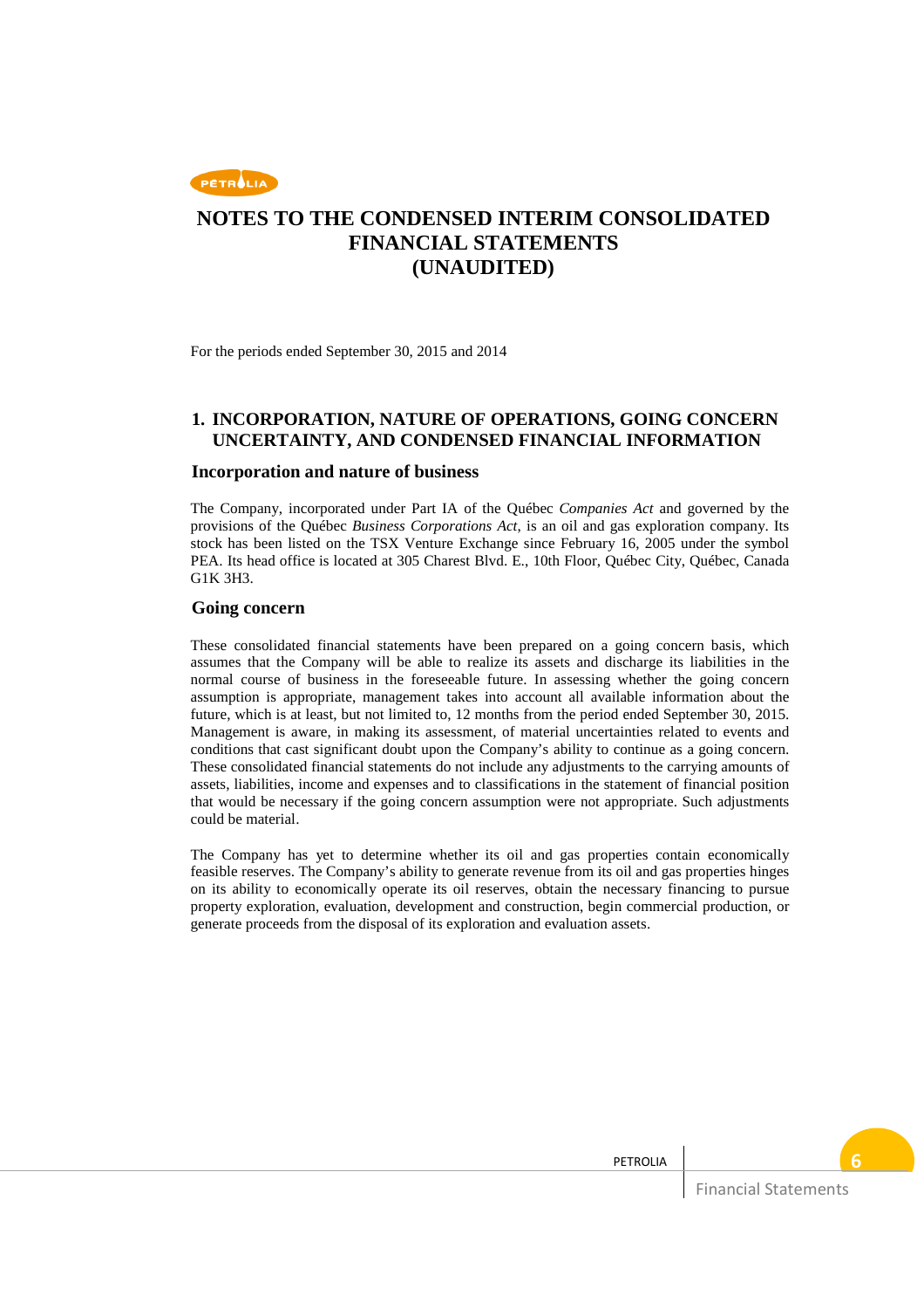# NOTES TO THE CONDENSED INTERIM CONSOLIDATED FINANCIAL STATEMENTS (UNAUDITED)

For the periods ended September 30, 2015 and 2014

## 1. INCORPORATION, NATURE OF OPERATIONS, GOING CONCERN UNCERTAINTY, AND CONDENSED FINANCIAL INFORMATION

### Incorporation and nature of business

The Company, incorporated under Part IA of the Québec *Companies Act* and governed by the provisions of the Québec *Business Corporations Act*, is an oil and gas exploration company. Its stock has been listed on the TSX Venture Exchange since February 16, 2005 under the symbol PEA. Its head office is located at 305 Charest Blvd. E., 10th Floor, Québec City, Québec, Canada G1K 3H3.

### Going concern

These consolidated financial statements have been prepared on a going concern basis, which assumes that the Company will be able to realize its assets and discharge its liabilities in the normal course of business in the foreseeable future. In assessing whether the going concern assumption is appropriate, management takes into account all available information about the future, which is at least, but not limited to, 12 months from the period ended September 30, 2015. Management is aware, in making its assessment, of material uncertainties related to events and conditions that cast significant doubt upon the Company's ability to continue as a going concern. These consolidated financial statements do not include any adjustments to the carrying amounts of assets, liabilities, income and expenses and to classifications in the statement of financial position that would be necessary if the going concern assumption were not appropriate. Such adjustments could be material.

The Company has yet to determine whether its oil and gas properties contain economically feasible reserves. The Company's ability to generate revenue from its oil and gas properties hinges on its ability to economically operate its oil reserves, obtain the necessary financing to pursue property exploration, evaluation, development and construction, begin commercial production, or generate proceeds from the disposal of its exploration and evaluation assets.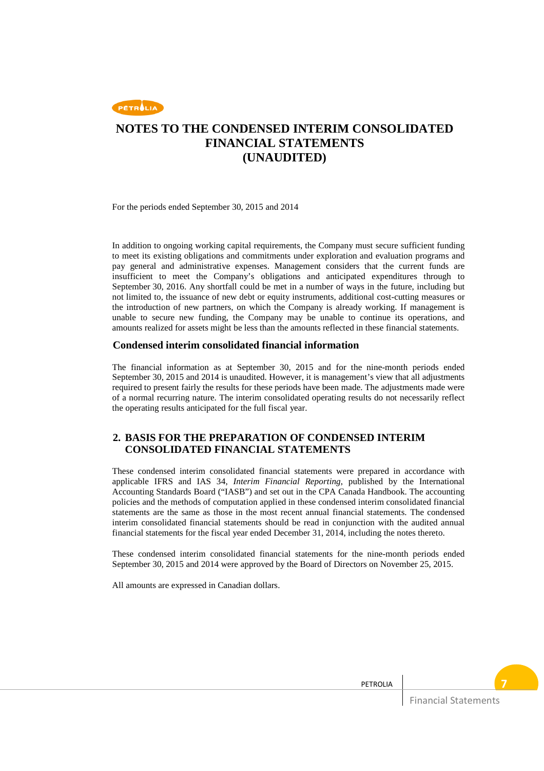# NOTES TO THE CONDENSED INTERIM CONSOLIDATED FINANCIAL STATEMENTS (UNAUDITED)

For the periods ended September 30, 2015 and 2014

In addition to ongoing working capital requirements, the Company must secure sufficient funding to meet its existing obligations and commitments under exploration and evaluation programs and pay general and administrative expenses. Management considers that the current funds are insufficient to meet the Company's obligations and anticipated expenditures through to September 30, 2016. Any shortfall could be met in a number of ways in the future, including but not limited to, the issuance of new debt or equity instruments, additional cost-cutting measures or the introduction of new partners, on which the Company is already working. If management is unable to secure new funding, the Company may be unable to continue its operations, and amounts realized for assets might be less than the amounts reflected in these financial statements.

### Condensed interim consolidated financial information

The financial information as at September 30, 2015 and for the nine-month periods ended September 30, 2015 and 2014 is unaudited. However, it is management's view that all adjustments required to present fairly the results for these periods have been made. The adjustments made were of a normal recurring nature. The interim consolidated operating results do not necessarily reflect the operating results anticipated for the full fiscal year.

## 2. BASIS FOR THE PREPARATION OF CONDENSED INTERIM CONSOLIDATED FINANCIAL STATEMENTS

These condensed interim consolidated financial statements were prepared in accordance with applicable IFRS and IAS 34, *Interim Financial Reporting*, published by the International Accounting Standards Board ("IASB") and set out in the CPA Canada Handbook. The accounting policies and the methods of computation applied in these condensed interim consolidated financial statements are the same as those in the most recent annual financial statements. The condensed interim consolidated financial statements should be read in conjunction with the audited annual financial statements for the fiscal year ended December 31, 2014, including the notes thereto.

These condensed interim consolidated financial statements for the nine-month periods ended September 30, 2015 and 2014 were approved by the Board of Directors on November 25, 2015.

All amounts are expressed in Canadian dollars.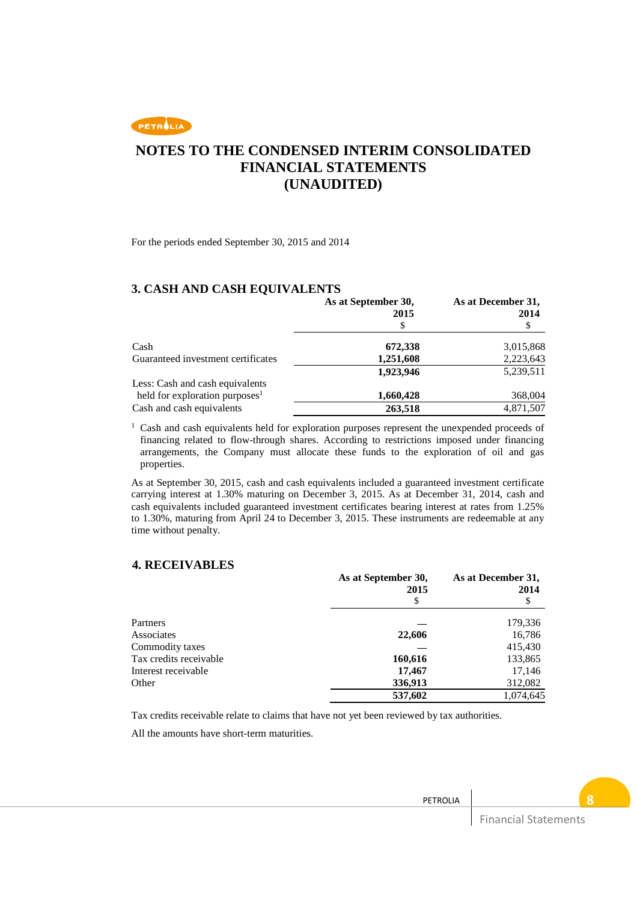# NOTES TO THE CONDENSED INTERIM CONSOLIDATED FINANCIAL STATEMENTS (UNAUDITED)

For the periods ended September 30, 2015 and 2014

## 3. CASH AND CASH EQUIVALENTS

| | As at September 30, 2015 $ | As at December 31, 2014 $ |
|---|---|---|
| Cash | **672,338** | 3,015,868 |
| Guaranteed investment certificates | **1,251,608** | 2,223,643 |
| | **1,923,946** | 5,239,511 |
| Less: Cash and cash equivalents held for exploration purposes[1] | **1,660,428** | 368,004 |
| Cash and cash equivalents | **263,518** | 4,871,507 |

[1] Cash and cash equivalents held for exploration purposes represent the unexpended proceeds of financing related to flow-through shares. According to restrictions imposed under financing arrangements, the Company must allocate these funds to the exploration of oil and gas properties.

As at September 30, 2015, cash and cash equivalents included a guaranteed investment certificate carrying interest at 1.30% maturing on December 3, 2015. As at December 31, 2014, cash and cash equivalents included guaranteed investment certificates bearing interest at rates from 1.25% to 1.30%, maturing from April 24 to December 3, 2015. These instruments are redeemable at any time without penalty.

## 4. RECEIVABLES

| | As at September 30, 2015 $ | As at December 31, 2014 $ |
|---|---|---|
| Partners | — | 179,336 |
| Associates | **22,606** | 16,786 |
| Commodity taxes | — | 415,430 |
| Tax credits receivable | **160,616** | 133,865 |
| Interest receivable | **17,467** | 17,146 |
| Other | **336,913** | 312,082 |
| | **537,602** | 1,074,645 |

Tax credits receivable relate to claims that have not yet been reviewed by tax authorities.

All the amounts have short-term maturities.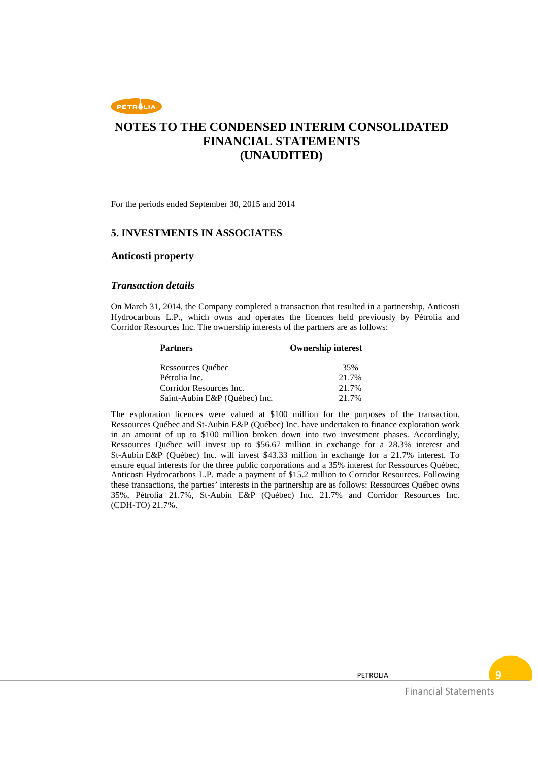# NOTES TO THE CONDENSED INTERIM CONSOLIDATED FINANCIAL STATEMENTS (UNAUDITED)

For the periods ended September 30, 2015 and 2014

## 5. INVESTMENTS IN ASSOCIATES

### Anticosti property

#### *Transaction details*

On March 31, 2014, the Company completed a transaction that resulted in a partnership, Anticosti Hydrocarbons L.P., which owns and operates the licences held previously by Pétrolia and Corridor Resources Inc. The ownership interests of the partners are as follows:

| Partners | Ownership interest |
|---|---|
| Ressources Québec | 35% |
| Pétrolia Inc. | 21.7% |
| Corridor Resources Inc. | 21.7% |
| Saint-Aubin E&P (Québec) Inc. | 21.7% |

The exploration licences were valued at $100 million for the purposes of the transaction. Ressources Québec and St-Aubin E&P (Québec) Inc. have undertaken to finance exploration work in an amount of up to $100 million broken down into two investment phases. Accordingly, Ressources Québec will invest up to $56.67 million in exchange for a 28.3% interest and St-Aubin E&P (Québec) Inc. will invest $43.33 million in exchange for a 21.7% interest. To ensure equal interests for the three public corporations and a 35% interest for Ressources Québec, Anticosti Hydrocarbons L.P. made a payment of $15.2 million to Corridor Resources. Following these transactions, the parties' interests in the partnership are as follows: Ressources Québec owns 35%, Pétrolia 21.7%, St-Aubin E&P (Québec) Inc. 21.7% and Corridor Resources Inc. (CDH-TO) 21.7%.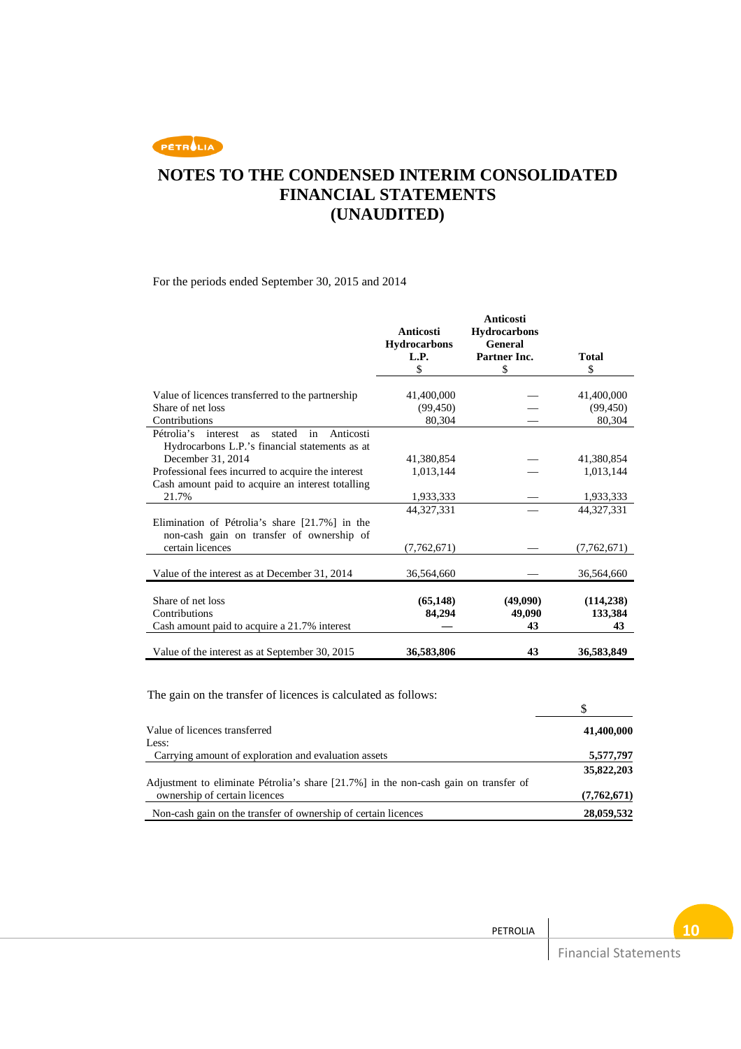# NOTES TO THE CONDENSED INTERIM CONSOLIDATED FINANCIAL STATEMENTS (UNAUDITED)

For the periods ended September 30, 2015 and 2014

| | Anticosti Hydrocarbons L.P. $ | Anticosti Hydrocarbons General Partner Inc. $ | Total $ |
|---|---|---|---|
| Value of licences transferred to the partnership | 41,400,000 | — | 41,400,000 |
| Share of net loss | (99,450) | — | (99,450) |
| Contributions | 80,304 | — | 80,304 |
| Pétrolia's interest as stated in Anticosti Hydrocarbons L.P.'s financial statements as at December 31, 2014 | 41,380,854 | — | 41,380,854 |
| Professional fees incurred to acquire the interest | 1,013,144 | — | 1,013,144 |
| Cash amount paid to acquire an interest totalling 21.7% | 1,933,333 | — | 1,933,333 |
| | 44,327,331 | — | 44,327,331 |
| Elimination of Pétrolia's share [21.7%] in the non-cash gain on transfer of ownership of certain licences | (7,762,671) | — | (7,762,671) |
| Value of the interest as at December 31, 2014 | 36,564,660 | — | 36,564,660 |
| Share of net loss | **(65,148)** | **(49,090)** | **(114,238)** |
| Contributions | **84,294** | **49,090** | **133,384** |
| Cash amount paid to acquire a 21.7% interest | **—** | **43** | **43** |
| Value of the interest as at September 30, 2015 | **36,583,806** | **43** | **36,583,849** |

The gain on the transfer of licences is calculated as follows:

| | $ |
|---|---|
| Value of licences transferred | **41,400,000** |
| Less: | |
| Carrying amount of exploration and evaluation assets | **5,577,797** |
| | **35,822,203** |
| Adjustment to eliminate Pétrolia's share [21.7%] in the non-cash gain on transfer of ownership of certain licences | **(7,762,671)** |
| Non-cash gain on the transfer of ownership of certain licences | **28,059,532** |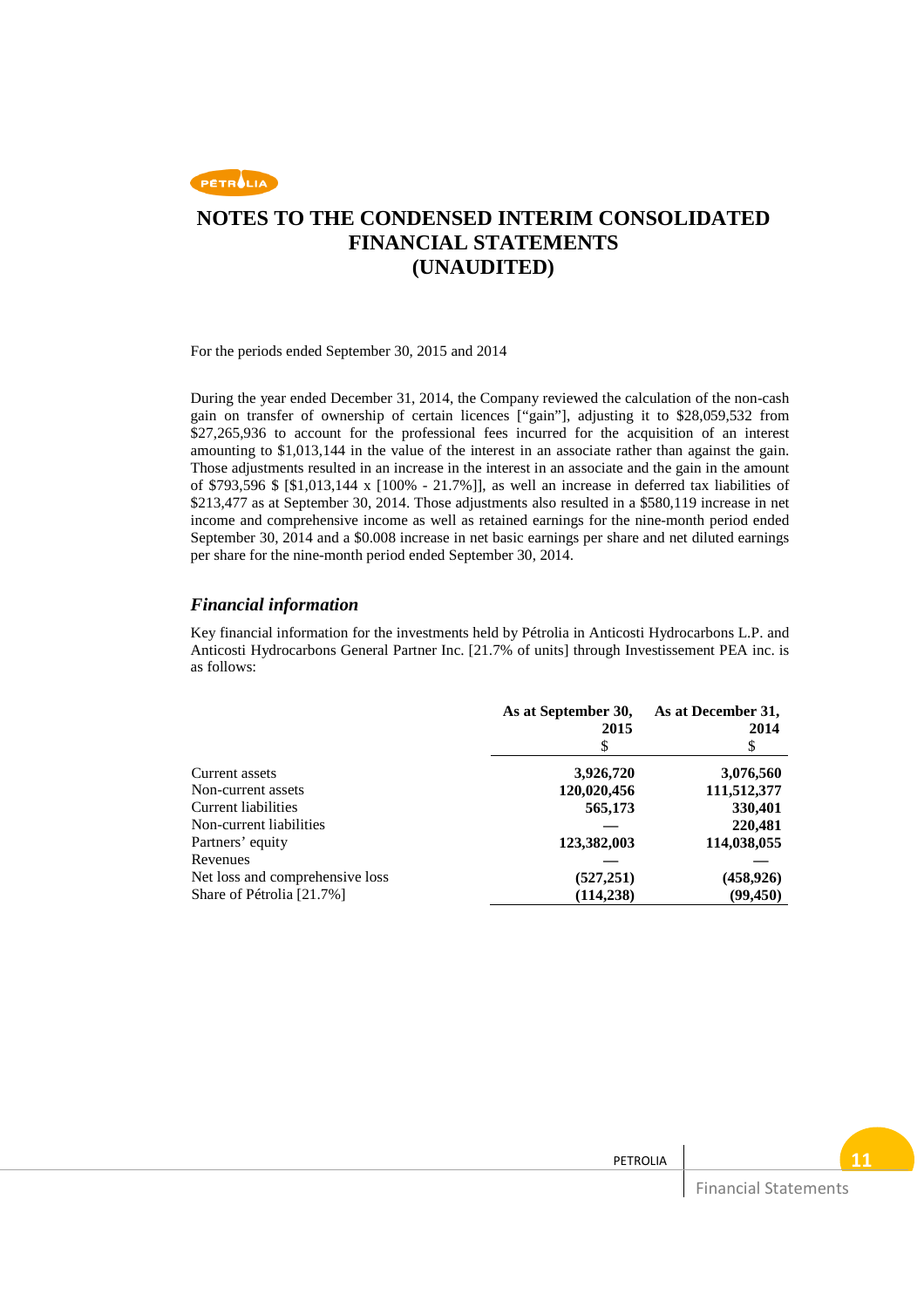# NOTES TO THE CONDENSED INTERIM CONSOLIDATED FINANCIAL STATEMENTS (UNAUDITED)

For the periods ended September 30, 2015 and 2014

During the year ended December 31, 2014, the Company reviewed the calculation of the non-cash gain on transfer of ownership of certain licences ["gain"], adjusting it to $28,059,532 from $27,265,936 to account for the professional fees incurred for the acquisition of an interest amounting to $1,013,144 in the value of the interest in an associate rather than against the gain. Those adjustments resulted in an increase in the interest in an associate and the gain in the amount of $793,596 $ [$1,013,144 x [100% - 21.7%]], as well an increase in deferred tax liabilities of $213,477 as at September 30, 2014. Those adjustments also resulted in a $580,119 increase in net income and comprehensive income as well as retained earnings for the nine-month period ended September 30, 2014 and a $0.008 increase in net basic earnings per share and net diluted earnings per share for the nine-month period ended September 30, 2014.

### *Financial information*

Key financial information for the investments held by Pétrolia in Anticosti Hydrocarbons L.P. and Anticosti Hydrocarbons General Partner Inc. [21.7% of units] through Investissement PEA inc. is as follows:

| | As at September 30, 2015<br>$ | As at December 31, 2014<br>$ |
|---|---|---|
| Current assets | **3,926,720** | **3,076,560** |
| Non-current assets | **120,020,456** | **111,512,377** |
| Current liabilities | **565,173** | **330,401** |
| Non-current liabilities | **—** | **220,481** |
| Partners' equity | **123,382,003** | **114,038,055** |
| Revenues | **—** | **—** |
| Net loss and comprehensive loss | **(527,251)** | **(458,926)** |
| Share of Pétrolia [21.7%] | **(114,238)** | **(99,450)** |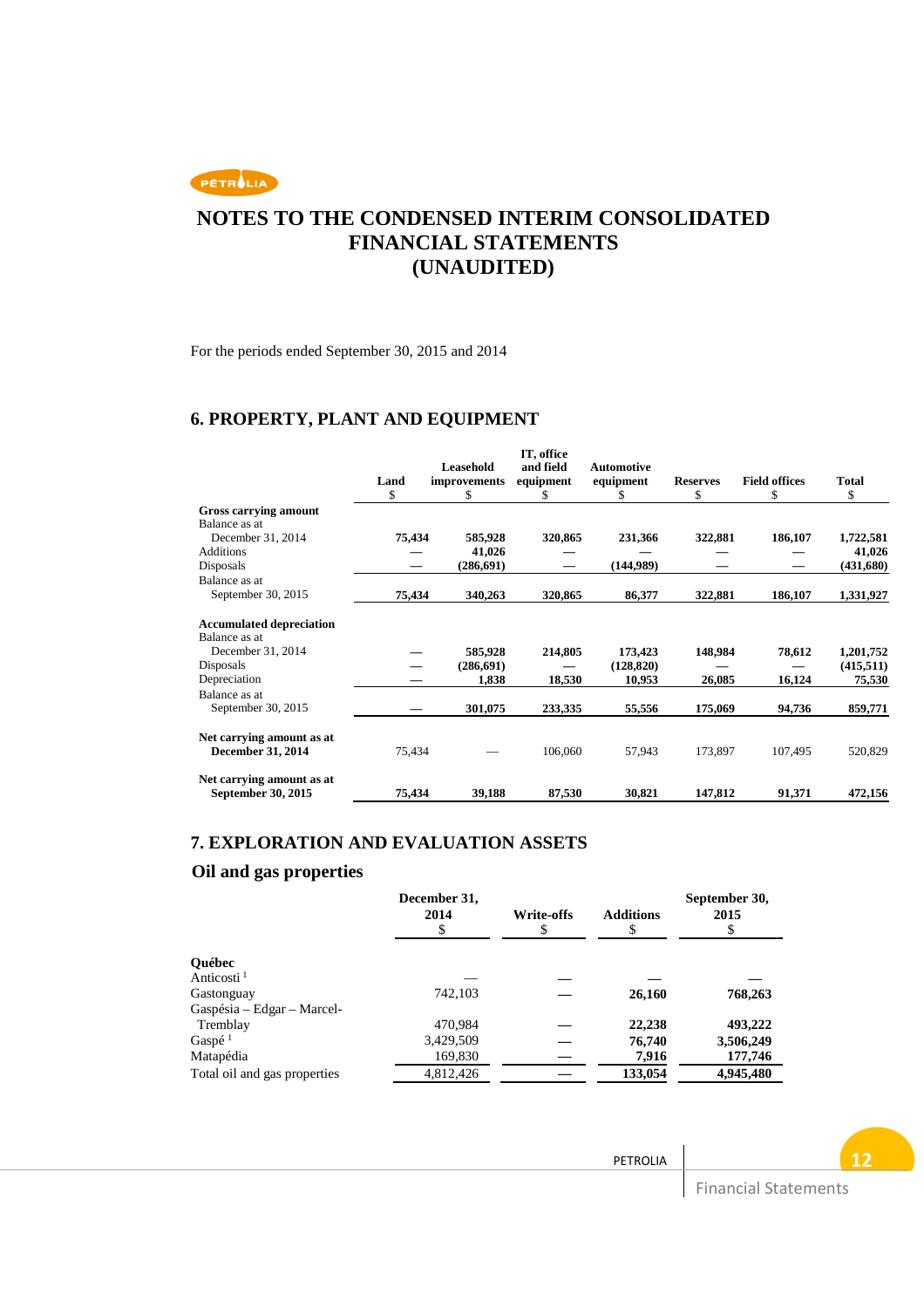# NOTES TO THE CONDENSED INTERIM CONSOLIDATED FINANCIAL STATEMENTS (UNAUDITED)

For the periods ended September 30, 2015 and 2014

## 6. PROPERTY, PLANT AND EQUIPMENT

| | Land $ | Leasehold improvements $ | IT, office and field equipment $ | Automotive equipment $ | Reserves $ | Field offices $ | Total $ |
|---|---|---|---|---|---|---|---|
| **Gross carrying amount** | | | | | | | |
| Balance as at December 31, 2014 | **75,434** | **585,928** | **320,865** | **231,366** | **322,881** | **186,107** | **1,722,581** |
| Additions | — | **41,026** | — | — | — | — | **41,026** |
| Disposals | — | **(286,691)** | — | **(144,989)** | — | — | **(431,680)** |
| Balance as at September 30, 2015 | **75,434** | **340,263** | **320,865** | **86,377** | **322,881** | **186,107** | **1,331,927** |
| **Accumulated depreciation** | | | | | | | |
| Balance as at December 31, 2014 | — | **585,928** | **214,805** | **173,423** | **148,984** | **78,612** | **1,201,752** |
| Disposals | — | **(286,691)** | — | **(128,820)** | — | — | **(415,511)** |
| Depreciation | — | **1,838** | **18,530** | **10,953** | **26,085** | **16,124** | **75,530** |
| Balance as at September 30, 2015 | — | **301,075** | **233,335** | **55,556** | **175,069** | **94,736** | **859,771** |
| **Net carrying amount as at December 31, 2014** | 75,434 | — | 106,060 | 57,943 | 173,897 | 107,495 | 520,829 |
| **Net carrying amount as at September 30, 2015** | **75,434** | **39,188** | **87,530** | **30,821** | **147,812** | **91,371** | **472,156** |

## 7. EXPLORATION AND EVALUATION ASSETS

### Oil and gas properties

| | December 31, 2014 $ | Write-offs $ | Additions $ | September 30, 2015 $ |
|---|---|---|---|---|
| **Québec** | | | | |
| Anticosti [1] | — | — | — | — |
| Gastonguay | 742,103 | — | **26,160** | **768,263** |
| Gaspésia – Edgar – Marcel-Tremblay | 470,984 | — | **22,238** | **493,222** |
| Gaspé [1] | 3,429,509 | — | **76,740** | **3,506,249** |
| Matapédia | 169,830 | — | **7,916** | **177,746** |
| Total oil and gas properties | 4,812,426 | — | **133,054** | **4,945,480** |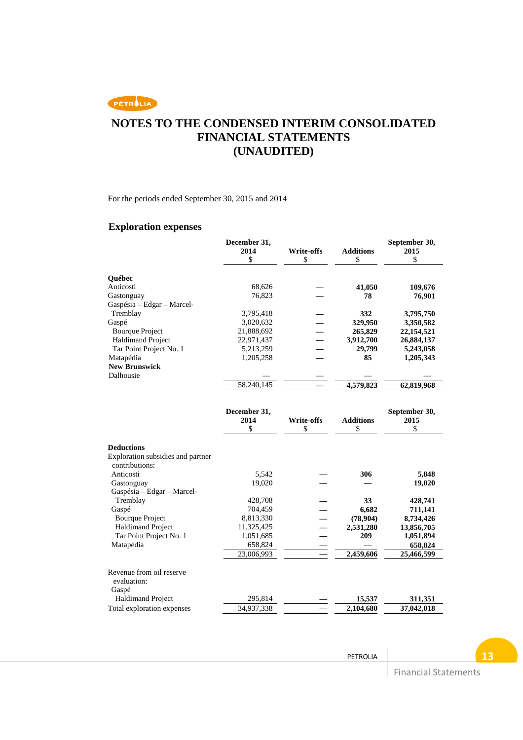# NOTES TO THE CONDENSED INTERIM CONSOLIDATED FINANCIAL STATEMENTS (UNAUDITED)

For the periods ended September 30, 2015 and 2014

## Exploration expenses

| | December 31, 2014 $ | Write-offs $ | Additions $ | September 30, 2015 $ |
|---|---|---|---|---|
| **Québec** | | | | |
| Anticosti | 68,626 | — | **41,050** | **109,676** |
| Gastonguay | 76,823 | — | **78** | **76,901** |
| Gaspésia – Edgar – Marcel-Tremblay | 3,795,418 | — | **332** | **3,795,750** |
| Gaspé | 3,020,632 | — | **329,950** | **3,350,582** |
| Bourque Project | 21,888,692 | — | **265,829** | **22,154,521** |
| Haldimand Project | 22,971,437 | — | **3,912,700** | **26,884,137** |
| Tar Point Project No. 1 | 5,213,259 | — | **29,799** | **5,243,058** |
| Matapédia | 1,205,258 | — | **85** | **1,205,343** |
| **New Brunswick** | | | | |
| Dalhousie | — | — | — | — |
| | 58,240,145 | — | **4,579,823** | **62,819,968** |

| | December 31, 2014 $ | Write-offs $ | Additions $ | September 30, 2015 $ |
|---|---|---|---|---|
| **Deductions** | | | | |
| Exploration subsidies and partner contributions: | | | | |
| Anticosti | 5,542 | — | **306** | **5,848** |
| Gastonguay | 19,020 | — | — | **19,020** |
| Gaspésia – Edgar – Marcel-Tremblay | 428,708 | — | **33** | **428,741** |
| Gaspé | 704,459 | — | **6,682** | **711,141** |
| Bourque Project | 8,813,330 | — | **(78,904)** | **8,734,426** |
| Haldimand Project | 11,325,425 | — | **2,531,280** | **13,856,705** |
| Tar Point Project No. 1 | 1,051,685 | — | **209** | **1,051,894** |
| Matapédia | 658,824 | — | — | **658,824** |
| | 23,006,993 | — | **2,459,606** | **25,466,599** |
| Revenue from oil reserve evaluation: | | | | |
| Gaspé | | | | |
| Haldimand Project | 295,814 | — | **15,537** | **311,351** |
| Total exploration expenses | 34,937,338 | — | **2,104,680** | **37,042,018** |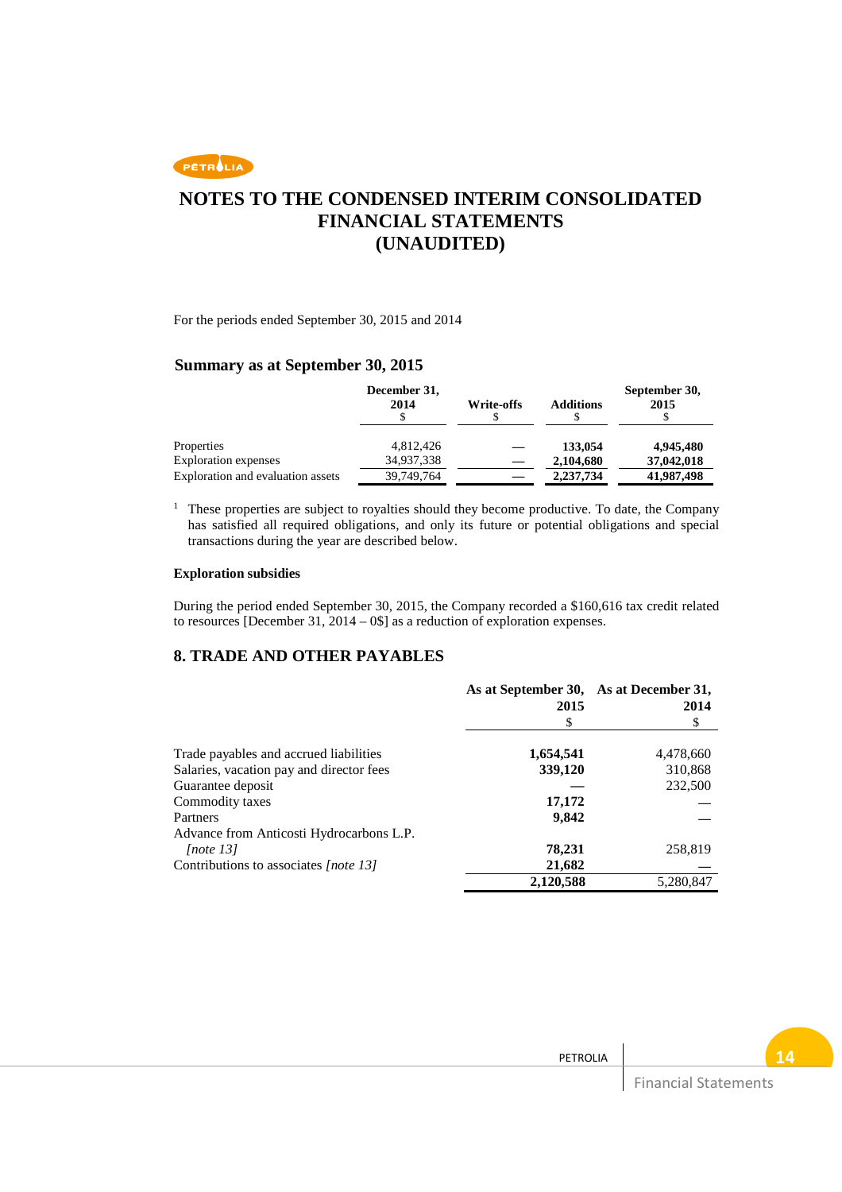# NOTES TO THE CONDENSED INTERIM CONSOLIDATED FINANCIAL STATEMENTS (UNAUDITED)

For the periods ended September 30, 2015 and 2014

### Summary as at September 30, 2015

| | December 31, 2014 $ | Write-offs $ | Additions $ | September 30, 2015 $ |
|---|---|---|---|---|
| Properties | 4,812,426 | — | **133,054** | **4,945,480** |
| Exploration expenses | 34,937,338 | — | **2,104,680** | **37,042,018** |
| Exploration and evaluation assets | 39,749,764 | — | **2,237,734** | **41,987,498** |

[1] These properties are subject to royalties should they become productive. To date, the Company has satisfied all required obligations, and only its future or potential obligations and special transactions during the year are described below.

**Exploration subsidies**

During the period ended September 30, 2015, the Company recorded a $160,616 tax credit related to resources [December 31, 2014 – 0$] as a reduction of exploration expenses.

## 8. TRADE AND OTHER PAYABLES

| | As at September 30, 2015 $ | As at December 31, 2014 $ |
|---|---|---|
| Trade payables and accrued liabilities | **1,654,541** | 4,478,660 |
| Salaries, vacation pay and director fees | **339,120** | 310,868 |
| Guarantee deposit | — | 232,500 |
| Commodity taxes | **17,172** | — |
| Partners | **9,842** | — |
| Advance from Anticosti Hydrocarbons L.P. *[note 13]* | **78,231** | 258,819 |
| Contributions to associates *[note 13]* | **21,682** | — |
| | **2,120,588** | 5,280,847 |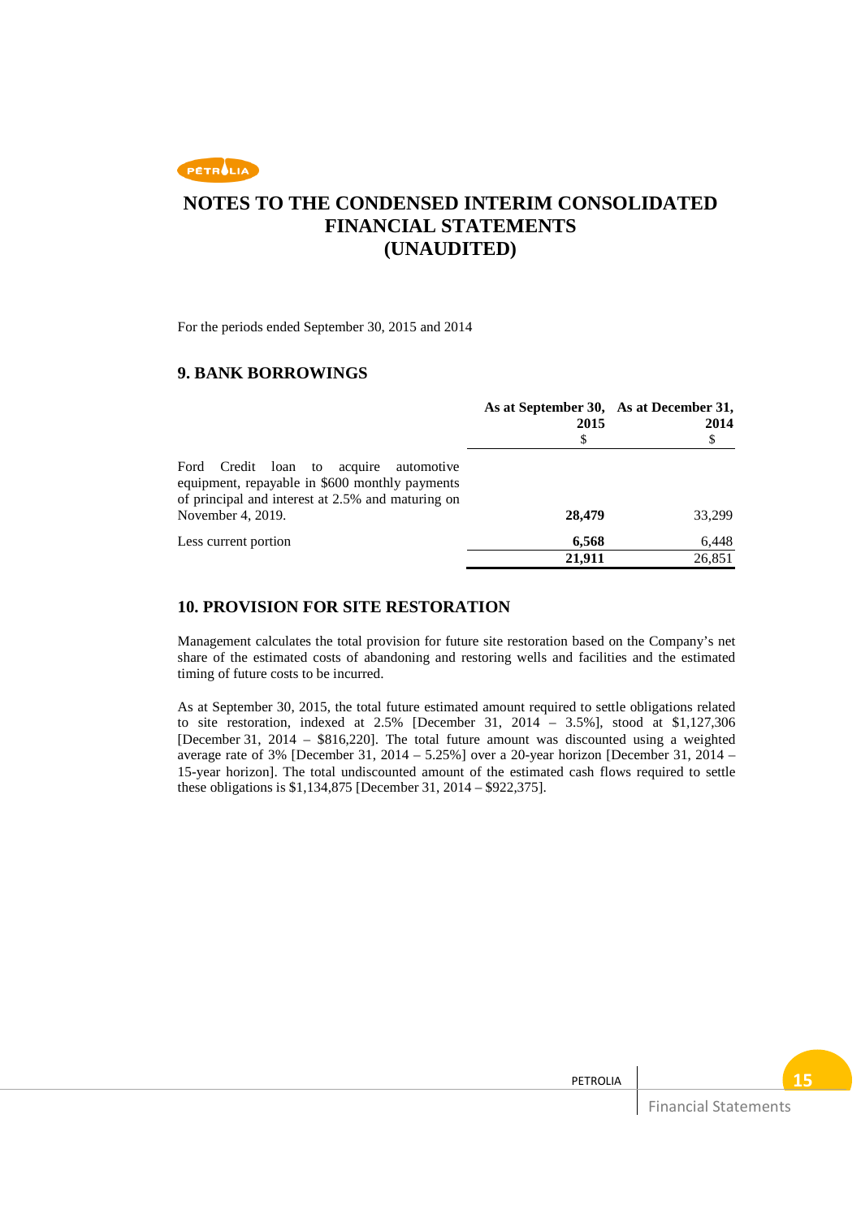# NOTES TO THE CONDENSED INTERIM CONSOLIDATED FINANCIAL STATEMENTS (UNAUDITED)

For the periods ended September 30, 2015 and 2014

## 9. BANK BORROWINGS

| | As at September 30, 2015 | As at December 31, 2014 |
|---|---|---|
| | $ | $ |
| Ford Credit loan to acquire automotive equipment, repayable in $600 monthly payments of principal and interest at 2.5% and maturing on November 4, 2019. | **28,479** | 33,299 |
| Less current portion | **6,568** | 6,448 |
| | **21,911** | 26,851 |

## 10. PROVISION FOR SITE RESTORATION

Management calculates the total provision for future site restoration based on the Company's net share of the estimated costs of abandoning and restoring wells and facilities and the estimated timing of future costs to be incurred.

As at September 30, 2015, the total future estimated amount required to settle obligations related to site restoration, indexed at 2.5% [December 31, 2014 – 3.5%], stood at $1,127,306 [December 31, 2014 – $816,220]. The total future amount was discounted using a weighted average rate of 3% [December 31, 2014 – 5.25%] over a 20-year horizon [December 31, 2014 – 15-year horizon]. The total undiscounted amount of the estimated cash flows required to settle these obligations is $1,134,875 [December 31, 2014 – $922,375].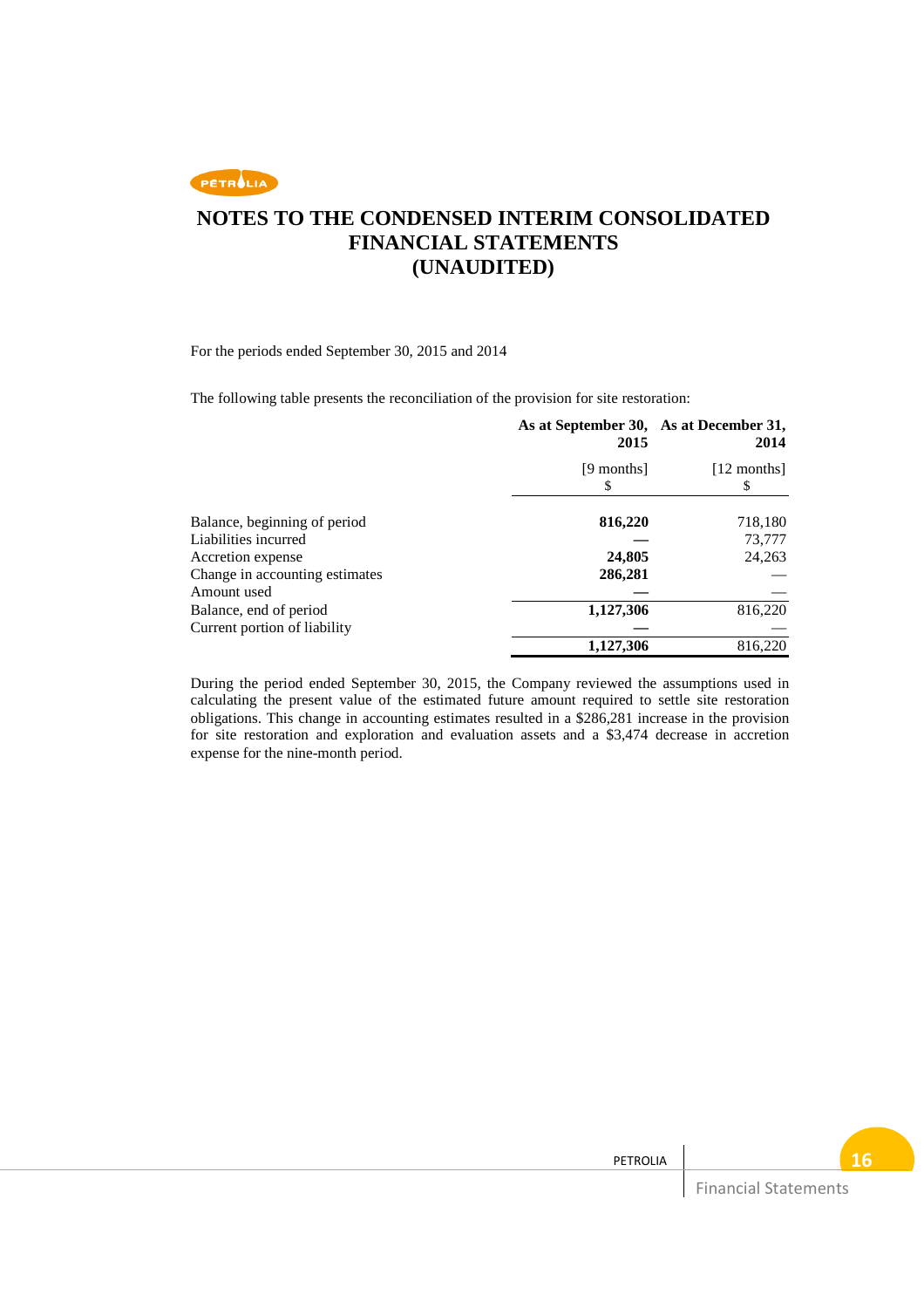# NOTES TO THE CONDENSED INTERIM CONSOLIDATED FINANCIAL STATEMENTS (UNAUDITED)

For the periods ended September 30, 2015 and 2014

The following table presents the reconciliation of the provision for site restoration:

| | **As at September 30, 2015** | **As at December 31, 2014** |
|---|---|---|
| | [9 months] $ | [12 months] $ |
| Balance, beginning of period | **816,220** | 718,180 |
| Liabilities incurred | **—** | 73,777 |
| Accretion expense | **24,805** | 24,263 |
| Change in accounting estimates | **286,281** | — |
| Amount used | **—** | — |
| Balance, end of period | **1,127,306** | 816,220 |
| Current portion of liability | **—** | — |
| | **1,127,306** | 816,220 |

During the period ended September 30, 2015, the Company reviewed the assumptions used in calculating the present value of the estimated future amount required to settle site restoration obligations. This change in accounting estimates resulted in a $286,281 increase in the provision for site restoration and exploration and evaluation assets and a $3,474 decrease in accretion expense for the nine-month period.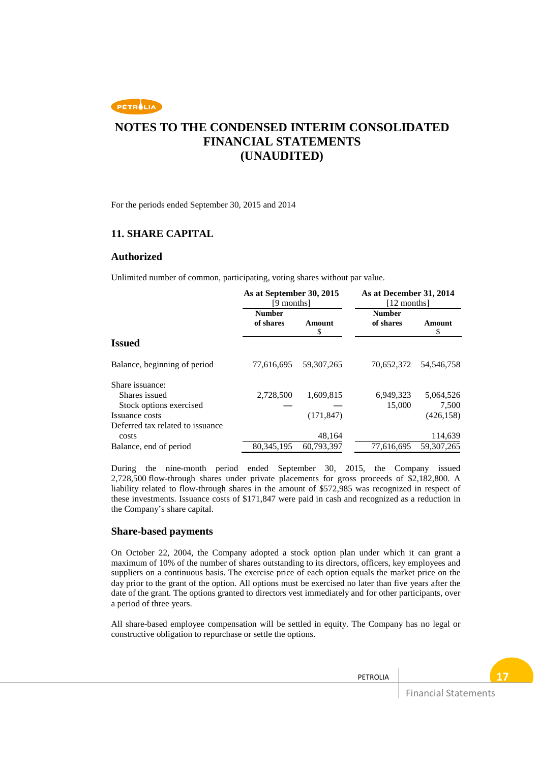# NOTES TO THE CONDENSED INTERIM CONSOLIDATED FINANCIAL STATEMENTS (UNAUDITED)

For the periods ended September 30, 2015 and 2014

## 11. SHARE CAPITAL

### Authorized

Unlimited number of common, participating, voting shares without par value.

| | As at September 30, 2015 [9 months] | | As at December 31, 2014 [12 months] | |
|---|---|---|---|---|
| | Number of shares | Amount $ | Number of shares | Amount $ |
| **Issued** | | | | |
| Balance, beginning of period | 77,616,695 | 59,307,265 | 70,652,372 | 54,546,758 |
| Share issuance: | | | | |
| Shares issued | 2,728,500 | 1,609,815 | 6,949,323 | 5,064,526 |
| Stock options exercised | — | — | 15,000 | 7,500 |
| Issuance costs | | (171,847) | | (426,158) |
| Deferred tax related to issuance costs | | 48,164 | | 114,639 |
| Balance, end of period | 80,345,195 | 60,793,397 | 77,616,695 | 59,307,265 |

During the nine-month period ended September 30, 2015, the Company issued 2,728,500 flow-through shares under private placements for gross proceeds of $2,182,800. A liability related to flow-through shares in the amount of $572,985 was recognized in respect of these investments. Issuance costs of $171,847 were paid in cash and recognized as a reduction in the Company's share capital.

### Share-based payments

On October 22, 2004, the Company adopted a stock option plan under which it can grant a maximum of 10% of the number of shares outstanding to its directors, officers, key employees and suppliers on a continuous basis. The exercise price of each option equals the market price on the day prior to the grant of the option. All options must be exercised no later than five years after the date of the grant. The options granted to directors vest immediately and for other participants, over a period of three years.

All share-based employee compensation will be settled in equity. The Company has no legal or constructive obligation to repurchase or settle the options.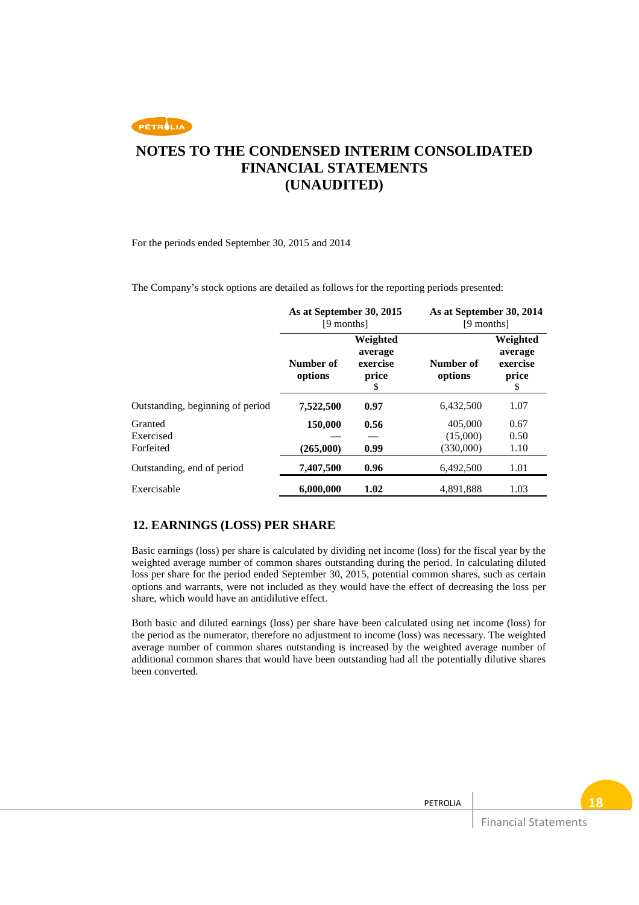# NOTES TO THE CONDENSED INTERIM CONSOLIDATED FINANCIAL STATEMENTS (UNAUDITED)

For the periods ended September 30, 2015 and 2014

The Company's stock options are detailed as follows for the reporting periods presented:

| | As at September 30, 2015 [9 months] | | As at September 30, 2014 [9 months] | |
|---|---|---|---|---|
| | **Number of options** | **Weighted average exercise price** $ | **Number of options** | **Weighted average exercise price** $ |
| Outstanding, beginning of period | **7,522,500** | **0.97** | 6,432,500 | 1.07 |
| Granted | **150,000** | **0.56** | 405,000 | 0.67 |
| Exercised | — | — | (15,000) | 0.50 |
| Forfeited | **(265,000)** | **0.99** | (330,000) | 1.10 |
| Outstanding, end of period | **7,407,500** | **0.96** | 6,492,500 | 1.01 |
| Exercisable | **6,000,000** | **1.02** | 4,891,888 | 1.03 |

## 12. EARNINGS (LOSS) PER SHARE

Basic earnings (loss) per share is calculated by dividing net income (loss) for the fiscal year by the weighted average number of common shares outstanding during the period. In calculating diluted loss per share for the period ended September 30, 2015, potential common shares, such as certain options and warrants, were not included as they would have the effect of decreasing the loss per share, which would have an antidilutive effect.

Both basic and diluted earnings (loss) per share have been calculated using net income (loss) for the period as the numerator, therefore no adjustment to income (loss) was necessary. The weighted average number of common shares outstanding is increased by the weighted average number of additional common shares that would have been outstanding had all the potentially dilutive shares been converted.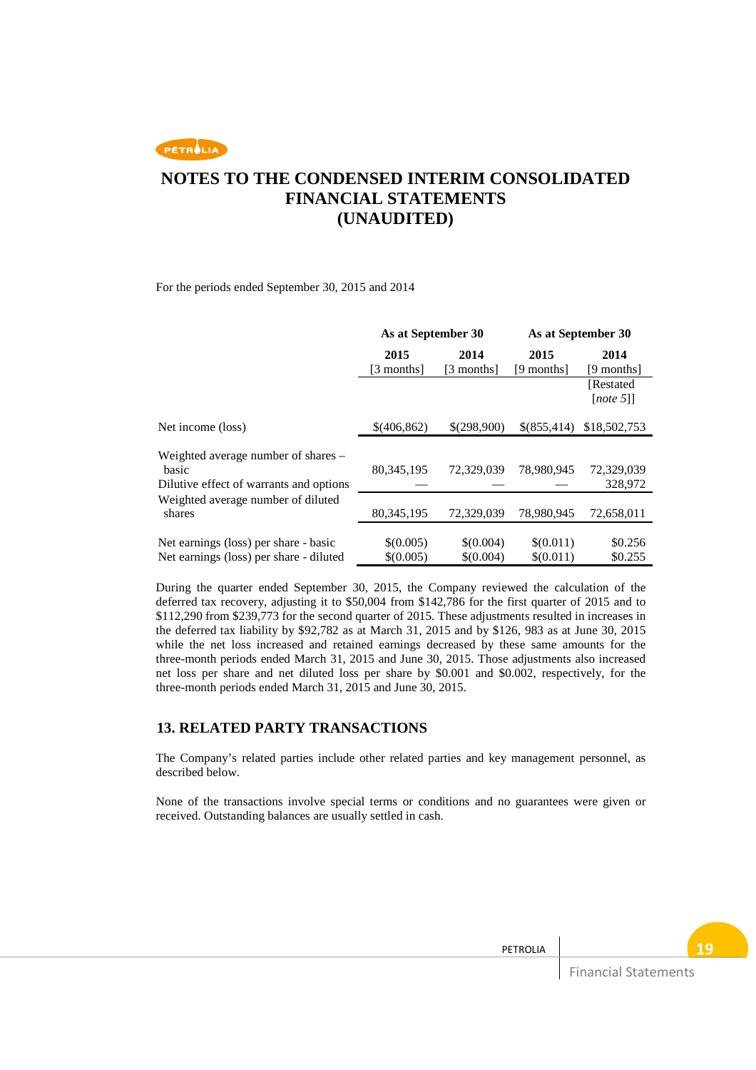# NOTES TO THE CONDENSED INTERIM CONSOLIDATED FINANCIAL STATEMENTS (UNAUDITED)

For the periods ended September 30, 2015 and 2014

| | As at September 30 | | As at September 30 | |
|---|---|---|---|---|
| | 2015 [3 months] | 2014 [3 months] | 2015 [9 months] | 2014 [9 months] [Restated [*note 5*]] |
| Net income (loss) | $(406,862) | $(298,900) | $(855,414) | $18,502,753 |
| Weighted average number of shares – basic | 80,345,195 | 72,329,039 | 78,980,945 | 72,329,039 |
| Dilutive effect of warrants and options | — | — | — | 328,972 |
| Weighted average number of diluted shares | 80,345,195 | 72,329,039 | 78,980,945 | 72,658,011 |
| Net earnings (loss) per share - basic | $(0.005) | $(0.004) | $(0.011) | $0.256 |
| Net earnings (loss) per share - diluted | $(0.005) | $(0.004) | $(0.011) | $0.255 |

During the quarter ended September 30, 2015, the Company reviewed the calculation of the deferred tax recovery, adjusting it to $50,004 from $142,786 for the first quarter of 2015 and to $112,290 from $239,773 for the second quarter of 2015. These adjustments resulted in increases in the deferred tax liability by $92,782 as at March 31, 2015 and by $126, 983 as at June 30, 2015 while the net loss increased and retained earnings decreased by these same amounts for the three-month periods ended March 31, 2015 and June 30, 2015. Those adjustments also increased net loss per share and net diluted loss per share by $0.001 and $0.002, respectively, for the three-month periods ended March 31, 2015 and June 30, 2015.

## 13. RELATED PARTY TRANSACTIONS

The Company's related parties include other related parties and key management personnel, as described below.

None of the transactions involve special terms or conditions and no guarantees were given or received. Outstanding balances are usually settled in cash.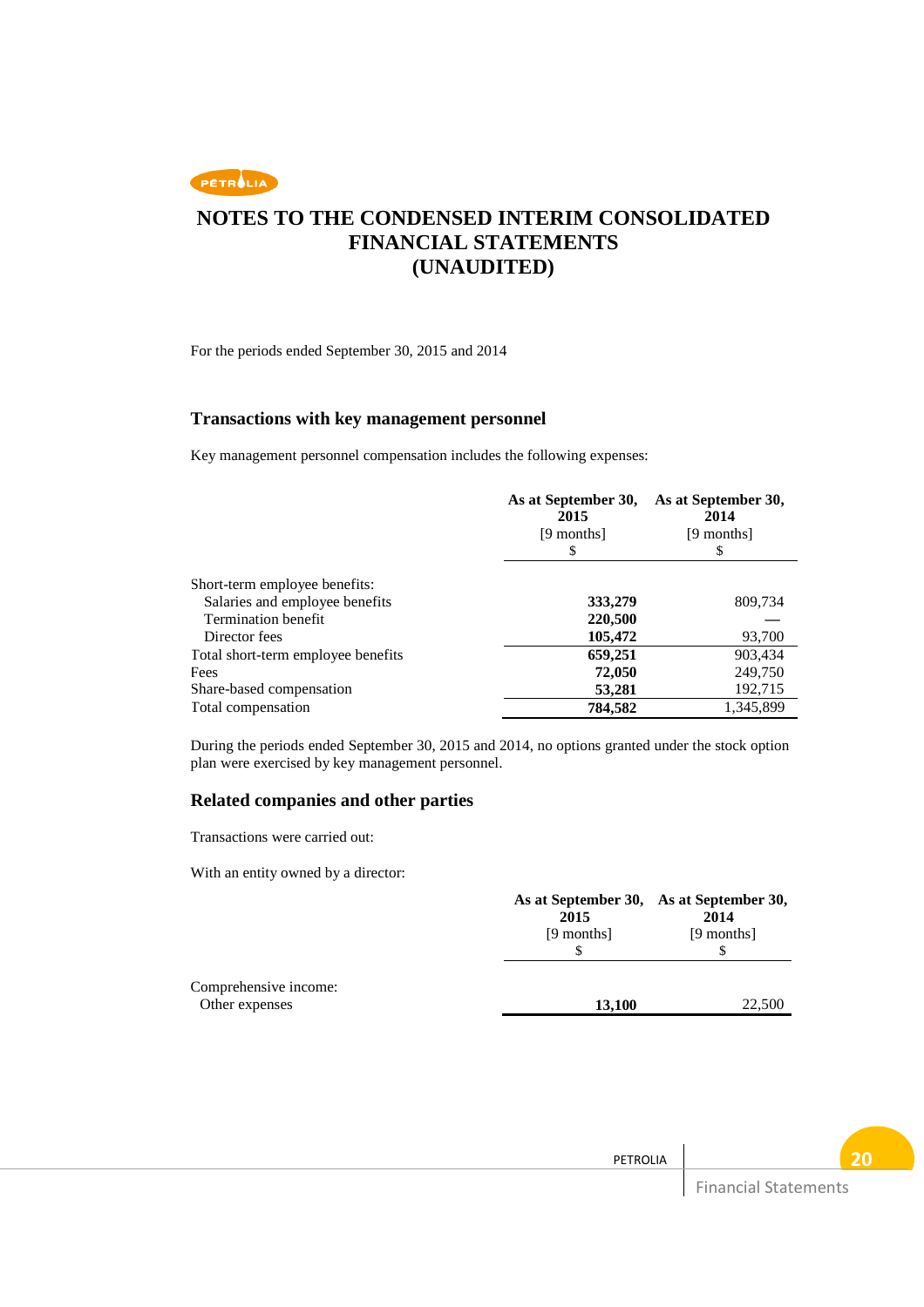# NOTES TO THE CONDENSED INTERIM CONSOLIDATED FINANCIAL STATEMENTS (UNAUDITED)

For the periods ended September 30, 2015 and 2014

## Transactions with key management personnel

Key management personnel compensation includes the following expenses:

| | As at September 30, 2015 [9 months] $ | As at September 30, 2014 [9 months] $ |
|---|---|---|
| Short-term employee benefits: | | |
| Salaries and employee benefits | **333,279** | 809,734 |
| Termination benefit | **220,500** | — |
| Director fees | **105,472** | 93,700 |
| Total short-term employee benefits | **659,251** | 903,434 |
| Fees | **72,050** | 249,750 |
| Share-based compensation | **53,281** | 192,715 |
| Total compensation | **784,582** | 1,345,899 |

During the periods ended September 30, 2015 and 2014, no options granted under the stock option plan were exercised by key management personnel.

## Related companies and other parties

Transactions were carried out:

With an entity owned by a director:

| | As at September 30, 2015 [9 months] $ | As at September 30, 2014 [9 months] $ |
|---|---|---|
| Comprehensive income: | | |
| Other expenses | **13,100** | 22,500 |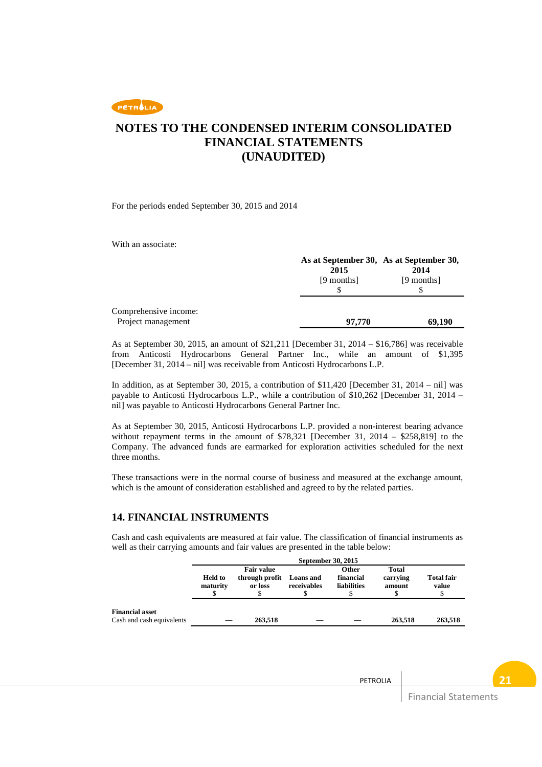# NOTES TO THE CONDENSED INTERIM CONSOLIDATED FINANCIAL STATEMENTS (UNAUDITED)

For the periods ended September 30, 2015 and 2014

With an associate:

| | As at September 30, 2015 [9 months] $ | As at September 30, 2014 [9 months] $ |
|---|---|---|
| Comprehensive income: | | |
| Project management | **97,770** | **69,190** |

As at September 30, 2015, an amount of $21,211 [December 31, 2014 – $16,786] was receivable from Anticosti Hydrocarbons General Partner Inc., while an amount of $1,395 [December 31, 2014 – nil] was receivable from Anticosti Hydrocarbons L.P.

In addition, as at September 30, 2015, a contribution of $11,420 [December 31, 2014 – nil] was payable to Anticosti Hydrocarbons L.P., while a contribution of $10,262 [December 31, 2014 – nil] was payable to Anticosti Hydrocarbons General Partner Inc.

As at September 30, 2015, Anticosti Hydrocarbons L.P. provided a non-interest bearing advance without repayment terms in the amount of $78,321 [December 31, 2014 – $258,819] to the Company. The advanced funds are earmarked for exploration activities scheduled for the next three months.

These transactions were in the normal course of business and measured at the exchange amount, which is the amount of consideration established and agreed to by the related parties.

## 14. FINANCIAL INSTRUMENTS

Cash and cash equivalents are measured at fair value. The classification of financial instruments as well as their carrying amounts and fair values are presented in the table below:

| | September 30, 2015 | | | | | |
|---|---|---|---|---|---|---|
| | Held to maturity $ | Fair value through profit or loss $ | Loans and receivables $ | Other financial liabilities $ | Total carrying amount $ | Total fair value $ |
| **Financial asset** | | | | | | |
| Cash and cash equivalents | — | **263,518** | — | — | **263,518** | **263,518** |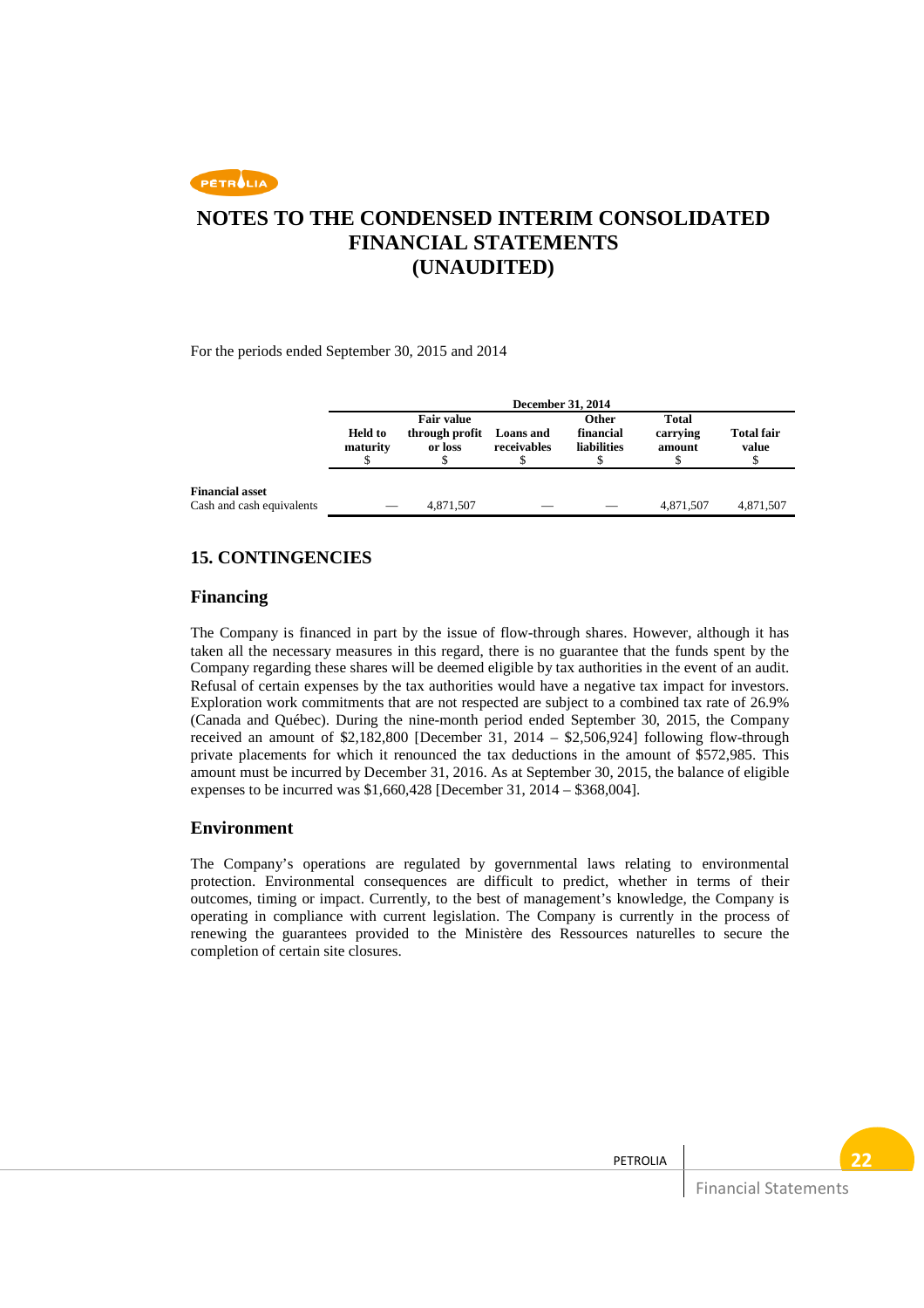For the periods ended September 30, 2015 and 2014

| | December 31, 2014 | | | | | |
|---|---|---|---|---|---|---|
| | Held to maturity $ | Fair value through profit or loss $ | Loans and receivables $ | Other financial liabilities $ | Total carrying amount $ | Total fair value $ |
| **Financial asset** | | | | | | |
| Cash and cash equivalents | — | 4,871,507 | — | — | 4,871,507 | 4,871,507 |

## 15. CONTINGENCIES

### Financing

The Company is financed in part by the issue of flow-through shares. However, although it has taken all the necessary measures in this regard, there is no guarantee that the funds spent by the Company regarding these shares will be deemed eligible by tax authorities in the event of an audit. Refusal of certain expenses by the tax authorities would have a negative tax impact for investors. Exploration work commitments that are not respected are subject to a combined tax rate of 26.9% (Canada and Québec). During the nine-month period ended September 30, 2015, the Company received an amount of $2,182,800 [December 31, 2014 – $2,506,924] following flow-through private placements for which it renounced the tax deductions in the amount of $572,985. This amount must be incurred by December 31, 2016. As at September 30, 2015, the balance of eligible expenses to be incurred was $1,660,428 [December 31, 2014 – $368,004].

### Environment

The Company's operations are regulated by governmental laws relating to environmental protection. Environmental consequences are difficult to predict, whether in terms of their outcomes, timing or impact. Currently, to the best of management's knowledge, the Company is operating in compliance with current legislation. The Company is currently in the process of renewing the guarantees provided to the Ministère des Ressources naturelles to secure the completion of certain site closures.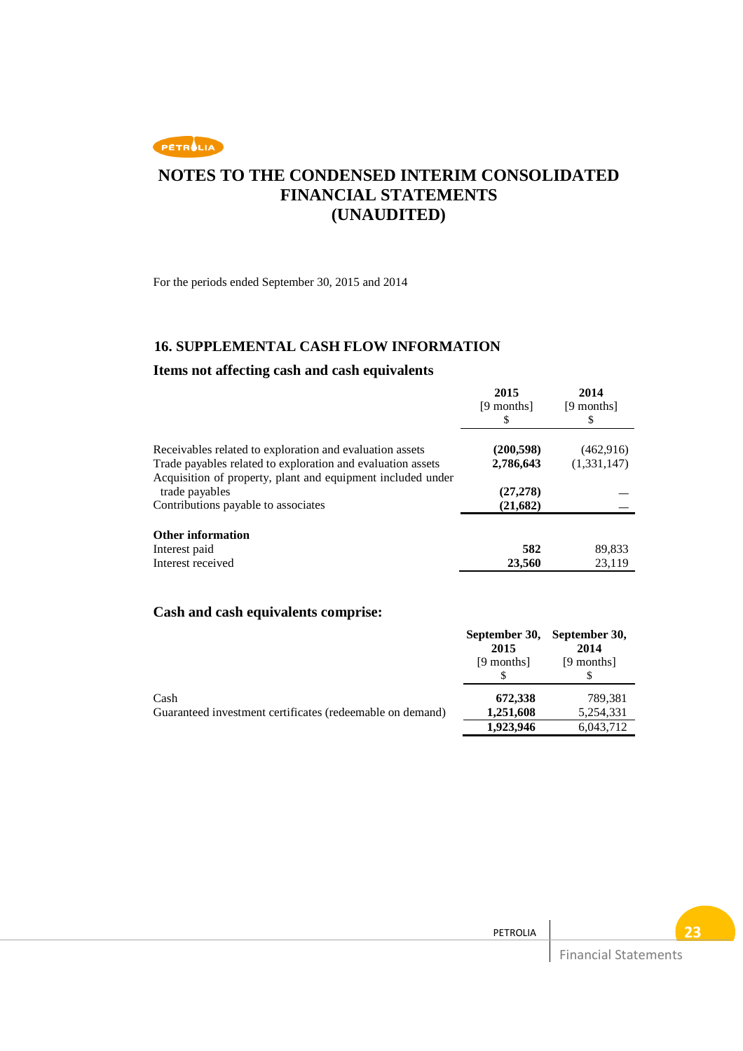# NOTES TO THE CONDENSED INTERIM CONSOLIDATED FINANCIAL STATEMENTS (UNAUDITED)

For the periods ended September 30, 2015 and 2014

## 16. SUPPLEMENTAL CASH FLOW INFORMATION

### Items not affecting cash and cash equivalents

| | 2015 [9 months] $ | 2014 [9 months] $ |
|---|---|---|
| Receivables related to exploration and evaluation assets | **(200,598)** | (462,916) |
| Trade payables related to exploration and evaluation assets | **2,786,643** | (1,331,147) |
| Acquisition of property, plant and equipment included under trade payables | **(27,278)** | — |
| Contributions payable to associates | **(21,682)** | — |
| **Other information** | | |
| Interest paid | **582** | 89,833 |
| Interest received | **23,560** | 23,119 |

### Cash and cash equivalents comprise:

| | September 30, 2015 [9 months] $ | September 30, 2014 [9 months] $ |
|---|---|---|
| Cash | **672,338** | 789,381 |
| Guaranteed investment certificates (redeemable on demand) | **1,251,608** | 5,254,331 |
| | **1,923,946** | 6,043,712 |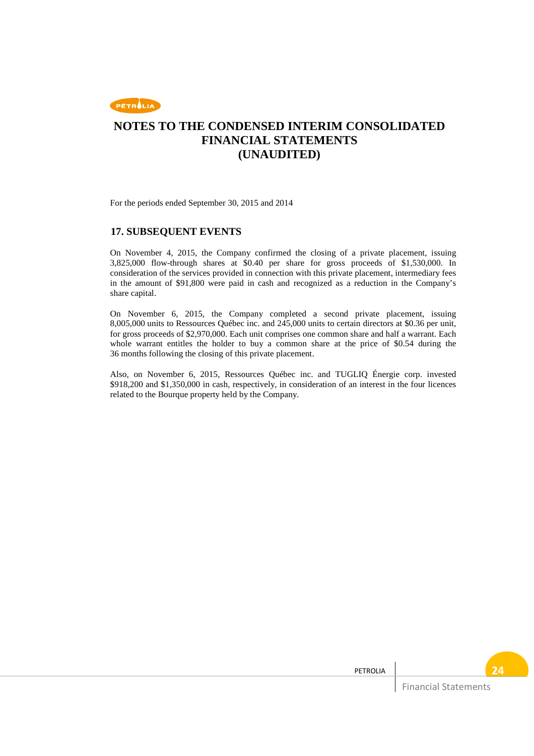# NOTES TO THE CONDENSED INTERIM CONSOLIDATED FINANCIAL STATEMENTS (UNAUDITED)

For the periods ended September 30, 2015 and 2014

## 17. SUBSEQUENT EVENTS

On November 4, 2015, the Company confirmed the closing of a private placement, issuing 3,825,000 flow-through shares at $0.40 per share for gross proceeds of $1,530,000. In consideration of the services provided in connection with this private placement, intermediary fees in the amount of $91,800 were paid in cash and recognized as a reduction in the Company's share capital.

On November 6, 2015, the Company completed a second private placement, issuing 8,005,000 units to Ressources Québec inc. and 245,000 units to certain directors at $0.36 per unit, for gross proceeds of $2,970,000. Each unit comprises one common share and half a warrant. Each whole warrant entitles the holder to buy a common share at the price of $0.54 during the 36 months following the closing of this private placement.

Also, on November 6, 2015, Ressources Québec inc. and TUGLIQ Énergie corp. invested $918,200 and $1,350,000 in cash, respectively, in consideration of an interest in the four licences related to the Bourque property held by the Company.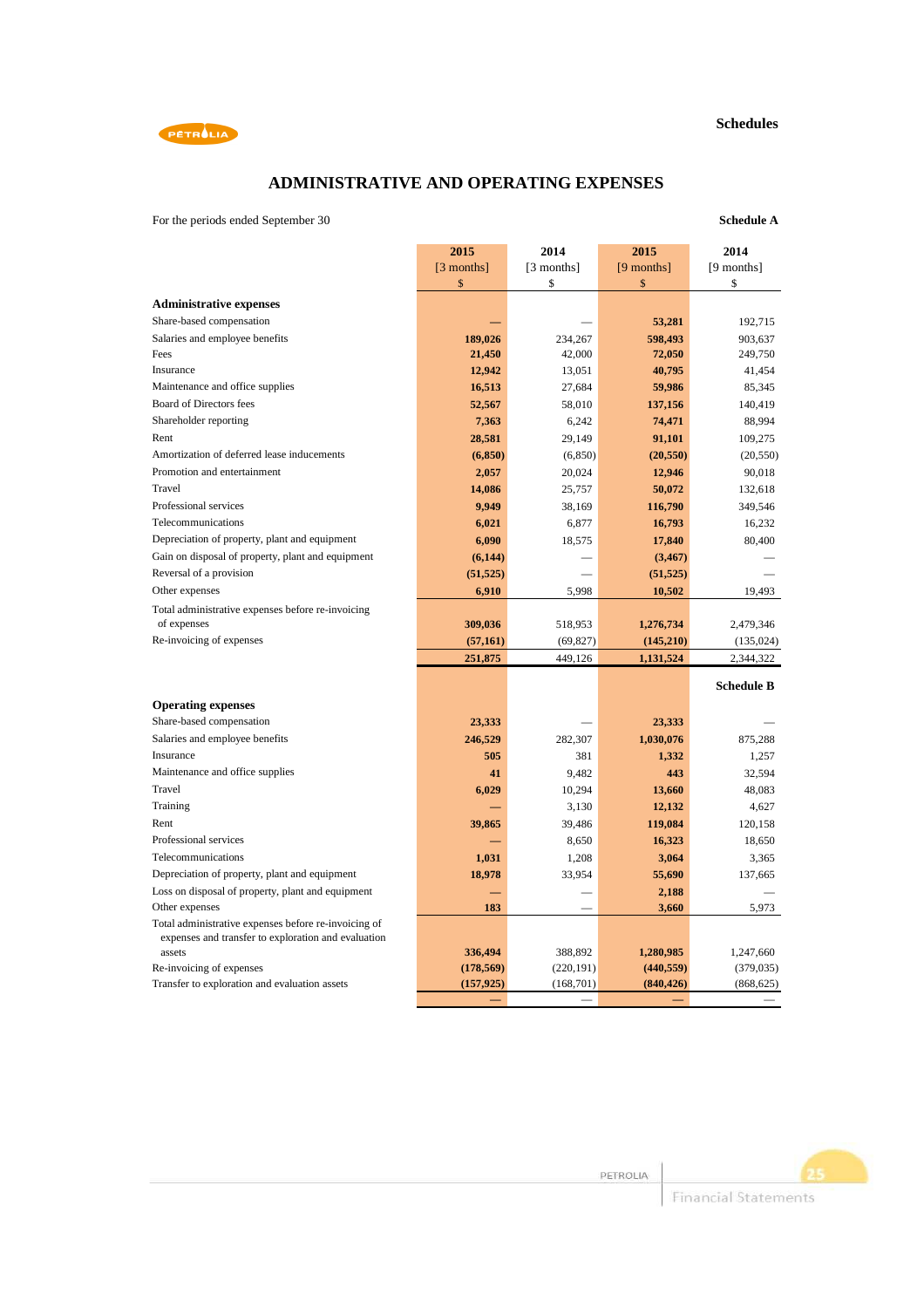# ADMINISTRATIVE AND OPERATING EXPENSES

For the periods ended September 30

**Schedule A**

| | 2015 [3 months] $ | 2014 [3 months] $ | 2015 [9 months] $ | 2014 [9 months] $ |
|---|---|---|---|---|
| **Administrative expenses** | | | | |
| Share-based compensation | — | — | 53,281 | 192,715 |
| Salaries and employee benefits | 189,026 | 234,267 | 598,493 | 903,637 |
| Fees | 21,450 | 42,000 | 72,050 | 249,750 |
| Insurance | 12,942 | 13,051 | 40,795 | 41,454 |
| Maintenance and office supplies | 16,513 | 27,684 | 59,986 | 85,345 |
| Board of Directors fees | 52,567 | 58,010 | 137,156 | 140,419 |
| Shareholder reporting | 7,363 | 6,242 | 74,471 | 88,994 |
| Rent | 28,581 | 29,149 | 91,101 | 109,275 |
| Amortization of deferred lease inducements | (6,850) | (6,850) | (20,550) | (20,550) |
| Promotion and entertainment | 2,057 | 20,024 | 12,946 | 90,018 |
| Travel | 14,086 | 25,757 | 50,072 | 132,618 |
| Professional services | 9,949 | 38,169 | 116,790 | 349,546 |
| Telecommunications | 6,021 | 6,877 | 16,793 | 16,232 |
| Depreciation of property, plant and equipment | 6,090 | 18,575 | 17,840 | 80,400 |
| Gain on disposal of property, plant and equipment | (6,144) | — | (3,467) | — |
| Reversal of a provision | (51,525) | — | (51,525) | — |
| Other expenses | 6,910 | 5,998 | 10,502 | 19,493 |
| Total administrative expenses before re-invoicing of expenses | 309,036 | 518,953 | 1,276,734 | 2,479,346 |
| Re-invoicing of expenses | (57,161) | (69,827) | (145,210) | (135,024) |
| | 251,875 | 449,126 | 1,131,524 | 2,344,322 |

**Schedule B**

| | 2015 [3 months] $ | 2014 [3 months] $ | 2015 [9 months] $ | 2014 [9 months] $ |
|---|---|---|---|---|
| **Operating expenses** | | | | |
| Share-based compensation | 23,333 | — | 23,333 | — |
| Salaries and employee benefits | 246,529 | 282,307 | 1,030,076 | 875,288 |
| Insurance | 505 | 381 | 1,332 | 1,257 |
| Maintenance and office supplies | 41 | 9,482 | 443 | 32,594 |
| Travel | 6,029 | 10,294 | 13,660 | 48,083 |
| Training | — | 3,130 | 12,132 | 4,627 |
| Rent | 39,865 | 39,486 | 119,084 | 120,158 |
| Professional services | — | 8,650 | 16,323 | 18,650 |
| Telecommunications | 1,031 | 1,208 | 3,064 | 3,365 |
| Depreciation of property, plant and equipment | 18,978 | 33,954 | 55,690 | 137,665 |
| Loss on disposal of property, plant and equipment | — | — | 2,188 | — |
| Other expenses | 183 | — | 3,660 | 5,973 |
| Total administrative expenses before re-invoicing of expenses and transfer to exploration and evaluation assets | 336,494 | 388,892 | 1,280,985 | 1,247,660 |
| Re-invoicing of expenses | (178,569) | (220,191) | (440,559) | (379,035) |
| Transfer to exploration and evaluation assets | (157,925) | (168,701) | (840,426) | (868,625) |
| | — | — | — | — |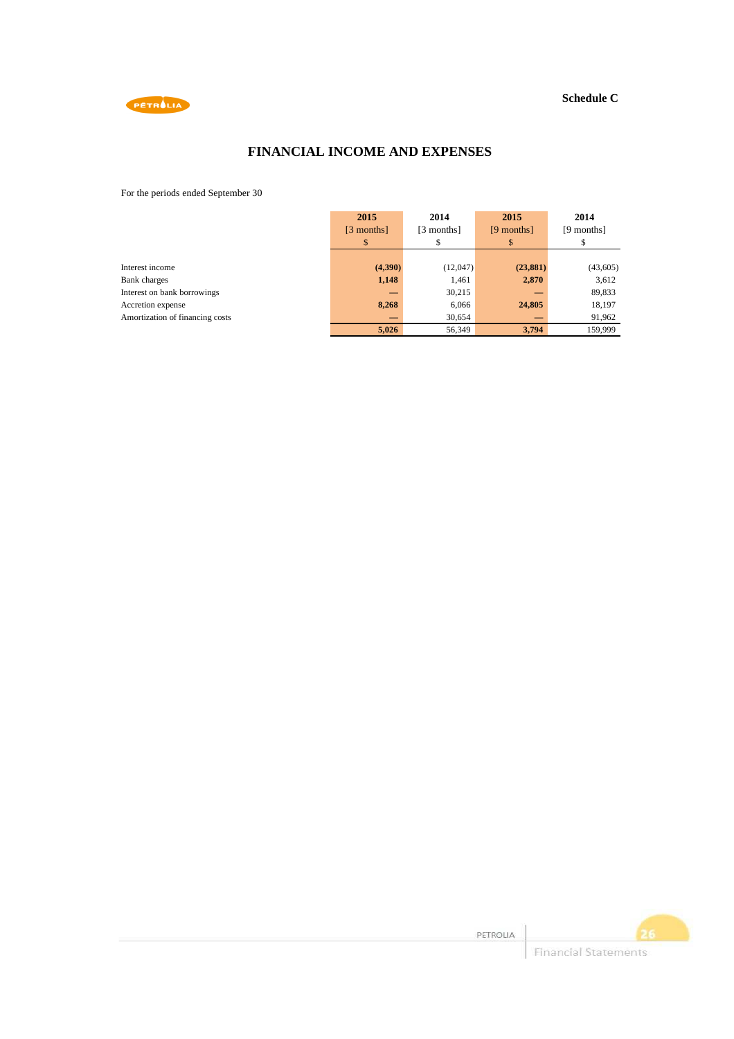**Schedule C**

# FINANCIAL INCOME AND EXPENSES

For the periods ended September 30

| | 2015<br>[3 months]<br>$ | 2014<br>[3 months]<br>$ | 2015<br>[9 months]<br>$ | 2014<br>[9 months]<br>$ |
|---|---|---|---|---|
| Interest income | **(4,390)** | (12,047) | **(23,881)** | (43,605) |
| Bank charges | **1,148** | 1,461 | **2,870** | 3,612 |
| Interest on bank borrowings | **—** | 30,215 | **—** | 89,833 |
| Accretion expense | **8,268** | 6,066 | **24,805** | 18,197 |
| Amortization of financing costs | **—** | 30,654 | **—** | 91,962 |
| | **5,026** | 56,349 | **3,794** | 159,999 |